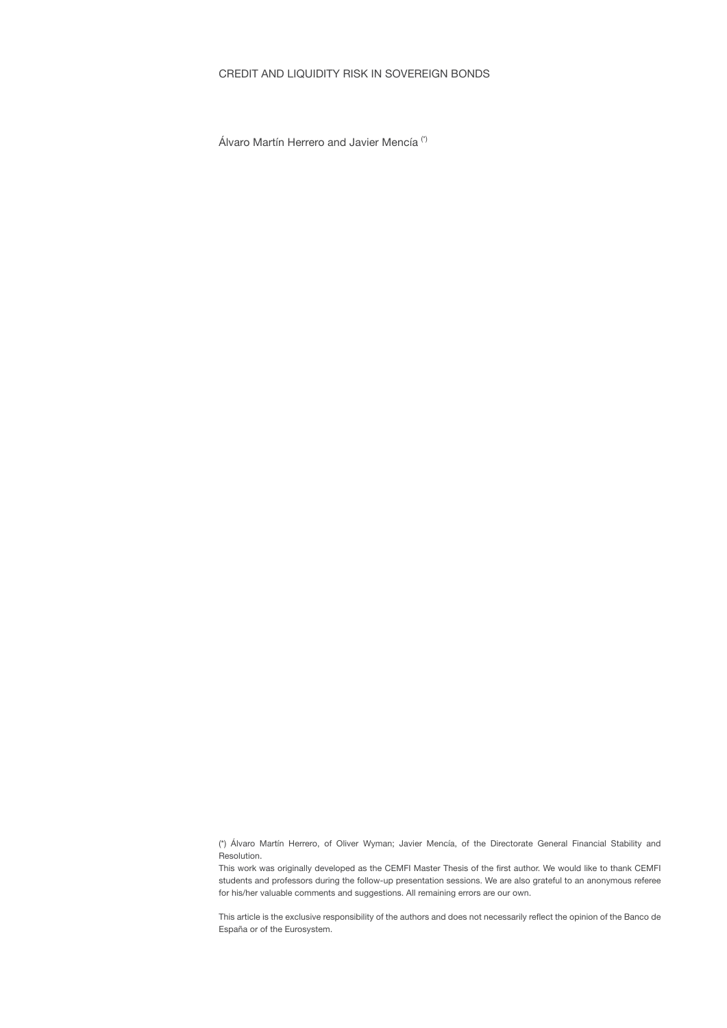# CREDIT AND LIQUIDITY RISK IN SOVEREIGN BONDS

Álvaro Martín Herrero and Javier Mencía (*)

(*) Álvaro Martín Herrero, of Oliver Wyman; Javier Mencía, of the Directorate General Financial Stability and Resolution.

This work was originally developed as the CEMFI Master Thesis of the first author. We would like to thank CEMFI students and professors during the follow-up presentation sessions. We are also grateful to an anonymous referee for his/her valuable comments and suggestions. All remaining errors are our own.

This article is the exclusive responsibility of the authors and does not necessarily reflect the opinion of the Banco de España or of the Eurosystem.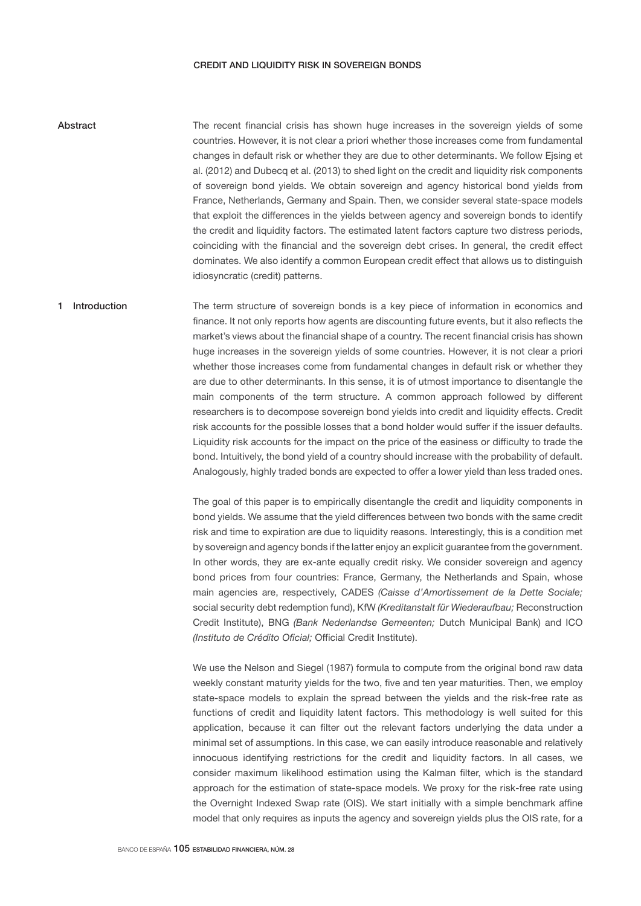# CREDIT AND LIQUIDITY RISK IN SOVEREIGN BONDS

## Abstract

The recent financial crisis has shown huge increases in the sovereign yields of some countries. However, it is not clear a priori whether those increases come from fundamental changes in default risk or whether they are due to other determinants. We follow Ejsing et al. (2012) and Dubecq et al. (2013) to shed light on the credit and liquidity risk components of sovereign bond yields. We obtain sovereign and agency historical bond yields from France, Netherlands, Germany and Spain. Then, we consider several state-space models that exploit the differences in the yields between agency and sovereign bonds to identify the credit and liquidity factors. The estimated latent factors capture two distress periods, coinciding with the financial and the sovereign debt crises. In general, the credit effect dominates. We also identify a common European credit effect that allows us to distinguish idiosyncratic (credit) patterns.

## 1 Introduction

The term structure of sovereign bonds is a key piece of information in economics and finance. It not only reports how agents are discounting future events, but it also reflects the market's views about the financial shape of a country. The recent financial crisis has shown huge increases in the sovereign yields of some countries. However, it is not clear a priori whether those increases come from fundamental changes in default risk or whether they are due to other determinants. In this sense, it is of utmost importance to disentangle the main components of the term structure. A common approach followed by different researchers is to decompose sovereign bond yields into credit and liquidity effects. Credit risk accounts for the possible losses that a bond holder would suffer if the issuer defaults. Liquidity risk accounts for the impact on the price of the easiness or difficulty to trade the bond. Intuitively, the bond yield of a country should increase with the probability of default. Analogously, highly traded bonds are expected to offer a lower yield than less traded ones.

The goal of this paper is to empirically disentangle the credit and liquidity components in bond yields. We assume that the yield differences between two bonds with the same credit risk and time to expiration are due to liquidity reasons. Interestingly, this is a condition met by sovereign and agency bonds if the latter enjoy an explicit guarantee from the government. In other words, they are ex-ante equally credit risky. We consider sovereign and agency bond prices from four countries: France, Germany, the Netherlands and Spain, whose main agencies are, respectively, CADES *(Caisse d'Amortissement de la Dette Sociale;* social security debt redemption fund), KfW *(Kreditanstalt für Wiederaufbau;* Reconstruction Credit Institute), BNG *(Bank Nederlandse Gemeenten;* Dutch Municipal Bank) and ICO *(Instituto de Crédito Oficial;* Official Credit Institute).

We use the Nelson and Siegel (1987) formula to compute from the original bond raw data weekly constant maturity yields for the two, five and ten year maturities. Then, we employ state-space models to explain the spread between the yields and the risk-free rate as functions of credit and liquidity latent factors. This methodology is well suited for this application, because it can filter out the relevant factors underlying the data under a minimal set of assumptions. In this case, we can easily introduce reasonable and relatively innocuous identifying restrictions for the credit and liquidity factors. In all cases, we consider maximum likelihood estimation using the Kalman filter, which is the standard approach for the estimation of state-space models. We proxy for the risk-free rate using the Overnight Indexed Swap rate (OIS). We start initially with a simple benchmark affine model that only requires as inputs the agency and sovereign yields plus the OIS rate, for a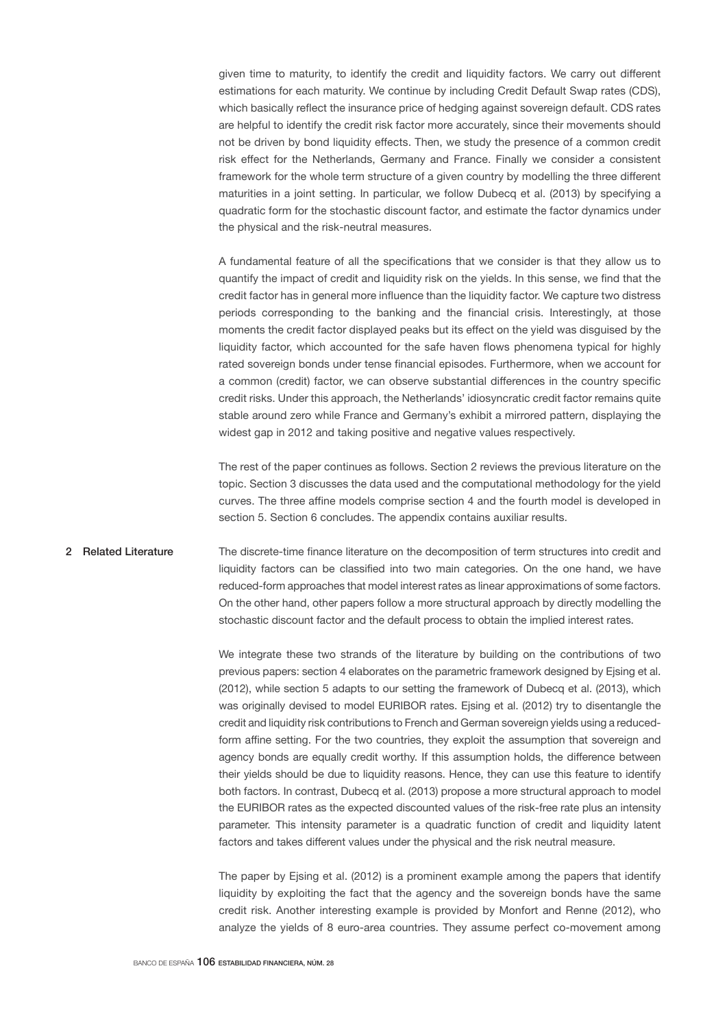given time to maturity, to identify the credit and liquidity factors. We carry out different estimations for each maturity. We continue by including Credit Default Swap rates (CDS), which basically reflect the insurance price of hedging against sovereign default. CDS rates are helpful to identify the credit risk factor more accurately, since their movements should not be driven by bond liquidity effects. Then, we study the presence of a common credit risk effect for the Netherlands, Germany and France. Finally we consider a consistent framework for the whole term structure of a given country by modelling the three different maturities in a joint setting. In particular, we follow Dubecq et al. (2013) by specifying a quadratic form for the stochastic discount factor, and estimate the factor dynamics under the physical and the risk-neutral measures.

A fundamental feature of all the specifications that we consider is that they allow us to quantify the impact of credit and liquidity risk on the yields. In this sense, we find that the credit factor has in general more influence than the liquidity factor. We capture two distress periods corresponding to the banking and the financial crisis. Interestingly, at those moments the credit factor displayed peaks but its effect on the yield was disguised by the liquidity factor, which accounted for the safe haven flows phenomena typical for highly rated sovereign bonds under tense financial episodes. Furthermore, when we account for a common (credit) factor, we can observe substantial differences in the country specific credit risks. Under this approach, the Netherlands' idiosyncratic credit factor remains quite stable around zero while France and Germany's exhibit a mirrored pattern, displaying the widest gap in 2012 and taking positive and negative values respectively.

The rest of the paper continues as follows. Section 2 reviews the previous literature on the topic. Section 3 discusses the data used and the computational methodology for the yield curves. The three affine models comprise section 4 and the fourth model is developed in section 5. Section 6 concludes. The appendix contains auxiliar results.

## 2 Related Literature

The discrete-time finance literature on the decomposition of term structures into credit and liquidity factors can be classified into two main categories. On the one hand, we have reduced-form approaches that model interest rates as linear approximations of some factors. On the other hand, other papers follow a more structural approach by directly modelling the stochastic discount factor and the default process to obtain the implied interest rates.

We integrate these two strands of the literature by building on the contributions of two previous papers: section 4 elaborates on the parametric framework designed by Ejsing et al. (2012), while section 5 adapts to our setting the framework of Dubecq et al. (2013), which was originally devised to model EURIBOR rates. Ejsing et al. (2012) try to disentangle the credit and liquidity risk contributions to French and German sovereign yields using a reduced-form affine setting. For the two countries, they exploit the assumption that sovereign and agency bonds are equally credit worthy. If this assumption holds, the difference between their yields should be due to liquidity reasons. Hence, they can use this feature to identify both factors. In contrast, Dubecq et al. (2013) propose a more structural approach to model the EURIBOR rates as the expected discounted values of the risk-free rate plus an intensity parameter. This intensity parameter is a quadratic function of credit and liquidity latent factors and takes different values under the physical and the risk neutral measure.

The paper by Ejsing et al. (2012) is a prominent example among the papers that identify liquidity by exploiting the fact that the agency and the sovereign bonds have the same credit risk. Another interesting example is provided by Monfort and Renne (2012), who analyze the yields of 8 euro-area countries. They assume perfect co-movement among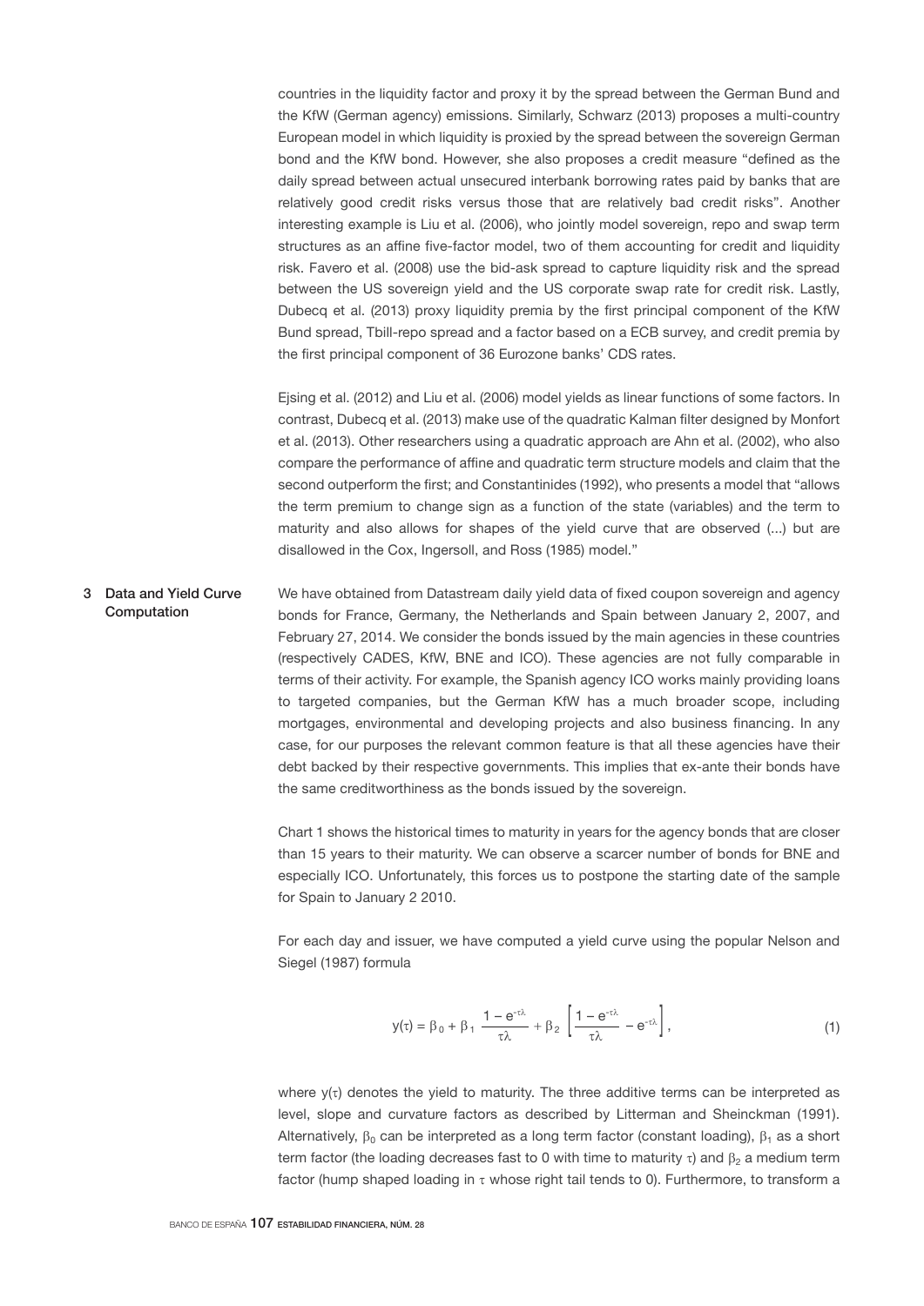countries in the liquidity factor and proxy it by the spread between the German Bund and the KfW (German agency) emissions. Similarly, Schwarz (2013) proposes a multi-country European model in which liquidity is proxied by the spread between the sovereign German bond and the KfW bond. However, she also proposes a credit measure "defined as the daily spread between actual unsecured interbank borrowing rates paid by banks that are relatively good credit risks versus those that are relatively bad credit risks". Another interesting example is Liu et al. (2006), who jointly model sovereign, repo and swap term structures as an affine five-factor model, two of them accounting for credit and liquidity risk. Favero et al. (2008) use the bid-ask spread to capture liquidity risk and the spread between the US sovereign yield and the US corporate swap rate for credit risk. Lastly, Dubecq et al. (2013) proxy liquidity premia by the first principal component of the KfW Bund spread, Tbill-repo spread and a factor based on a ECB survey, and credit premia by the first principal component of 36 Eurozone banks' CDS rates.

Ejsing et al. (2012) and Liu et al. (2006) model yields as linear functions of some factors. In contrast, Dubecq et al. (2013) make use of the quadratic Kalman filter designed by Monfort et al. (2013). Other researchers using a quadratic approach are Ahn et al. (2002), who also compare the performance of affine and quadratic term structure models and claim that the second outperform the first; and Constantinides (1992), who presents a model that "allows the term premium to change sign as a function of the state (variables) and the term to maturity and also allows for shapes of the yield curve that are observed (...) but are disallowed in the Cox, Ingersoll, and Ross (1985) model."

## 3 Data and Yield Curve Computation

We have obtained from Datastream daily yield data of fixed coupon sovereign and agency bonds for France, Germany, the Netherlands and Spain between January 2, 2007, and February 27, 2014. We consider the bonds issued by the main agencies in these countries (respectively CADES, KfW, BNE and ICO). These agencies are not fully comparable in terms of their activity. For example, the Spanish agency ICO works mainly providing loans to targeted companies, but the German KfW has a much broader scope, including mortgages, environmental and developing projects and also business financing. In any case, for our purposes the relevant common feature is that all these agencies have their debt backed by their respective governments. This implies that ex-ante their bonds have the same creditworthiness as the bonds issued by the sovereign.

Chart 1 shows the historical times to maturity in years for the agency bonds that are closer than 15 years to their maturity. We can observe a scarcer number of bonds for BNE and especially ICO. Unfortunately, this forces us to postpone the starting date of the sample for Spain to January 2 2010.

For each day and issuer, we have computed a yield curve using the popular Nelson and Siegel (1987) formula

$$y(\tau) = \beta_0 + \beta_1 \frac{1 - e^{-\tau\lambda}}{\tau\lambda} + \beta_2 \left[ \frac{1 - e^{-\tau\lambda}}{\tau\lambda} - e^{-\tau\lambda} \right], \tag{1}$$

where $y(\tau)$ denotes the yield to maturity. The three additive terms can be interpreted as level, slope and curvature factors as described by Litterman and Sheinckman (1991). Alternatively, $\beta_0$ can be interpreted as a long term factor (constant loading), $\beta_1$ as a short term factor (the loading decreases fast to 0 with time to maturity $\tau$) and $\beta_2$ a medium term factor (hump shaped loading in $\tau$ whose right tail tends to 0). Furthermore, to transform a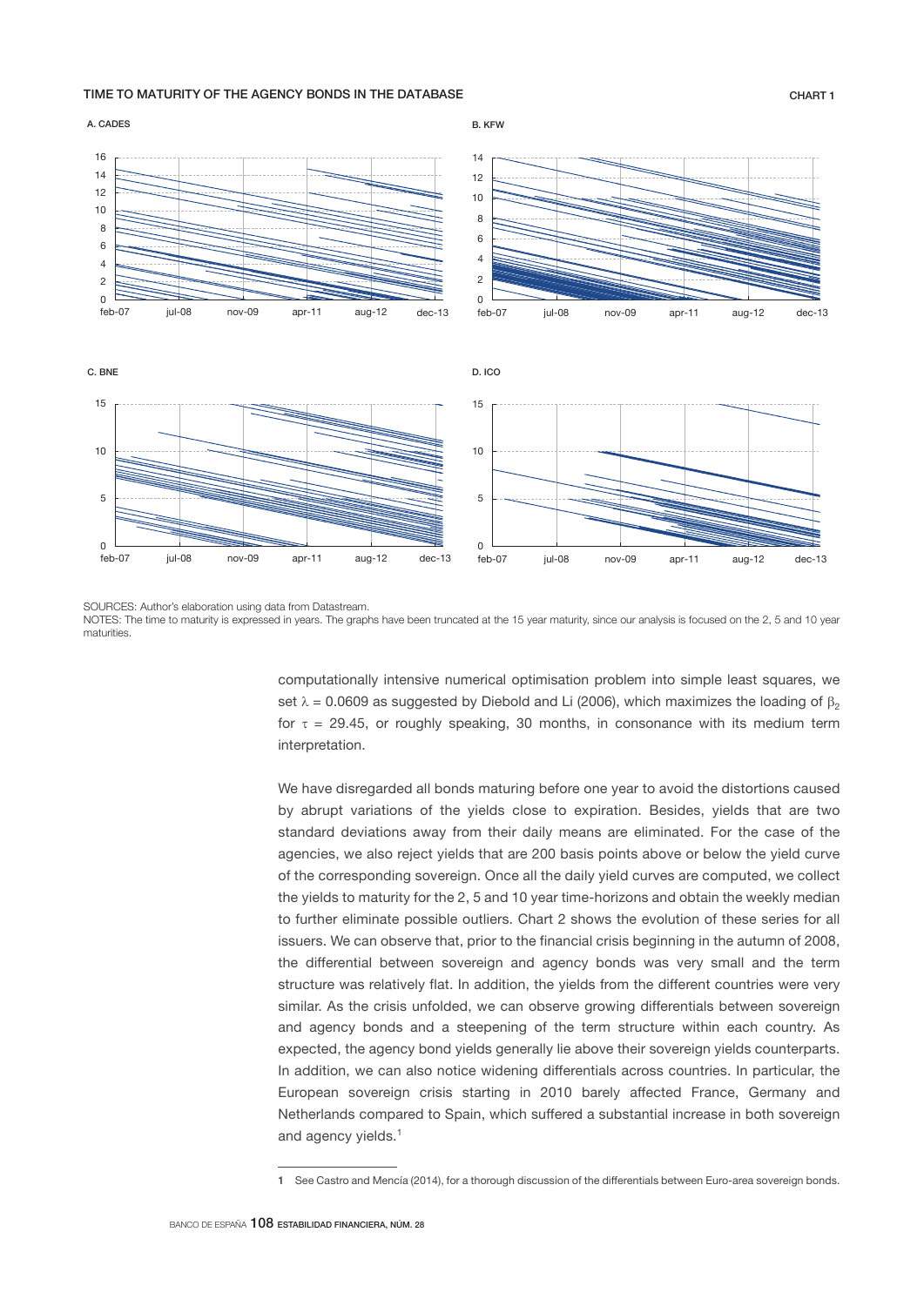TIME TO MATURITY OF THE AGENCY BONDS IN THE DATABASE

CHART 1

A. CADES

B. KFW

C. BNE

D. ICO

SOURCES: Author's elaboration using data from Datastream.

NOTES: The time to maturity is expressed in years. The graphs have been truncated at the 15 year maturity, since our analysis is focused on the 2, 5 and 10 year maturities.

computationally intensive numerical optimisation problem into simple least squares, we set $\lambda = 0.0609$ as suggested by Diebold and Li (2006), which maximizes the loading of $\beta_2$ for $\tau = 29.45$, or roughly speaking, 30 months, in consonance with its medium term interpretation.

We have disregarded all bonds maturing before one year to avoid the distortions caused by abrupt variations of the yields close to expiration. Besides, yields that are two standard deviations away from their daily means are eliminated. For the case of the agencies, we also reject yields that are 200 basis points above or below the yield curve of the corresponding sovereign. Once all the daily yield curves are computed, we collect the yields to maturity for the 2, 5 and 10 year time-horizons and obtain the weekly median to further eliminate possible outliers. Chart 2 shows the evolution of these series for all issuers. We can observe that, prior to the financial crisis beginning in the autumn of 2008, the differential between sovereign and agency bonds was very small and the term structure was relatively flat. In addition, the yields from the different countries were very similar. As the crisis unfolded, we can observe growing differentials between sovereign and agency bonds and a steepening of the term structure within each country. As expected, the agency bond yields generally lie above their sovereign yields counterparts. In addition, we can also notice widening differentials across countries. In particular, the European sovereign crisis starting in 2010 barely affected France, Germany and Netherlands compared to Spain, which suffered a substantial increase in both sovereign and agency yields.[1]

[1] See Castro and Mencía (2014), for a thorough discussion of the differentials between Euro-area sovereign bonds.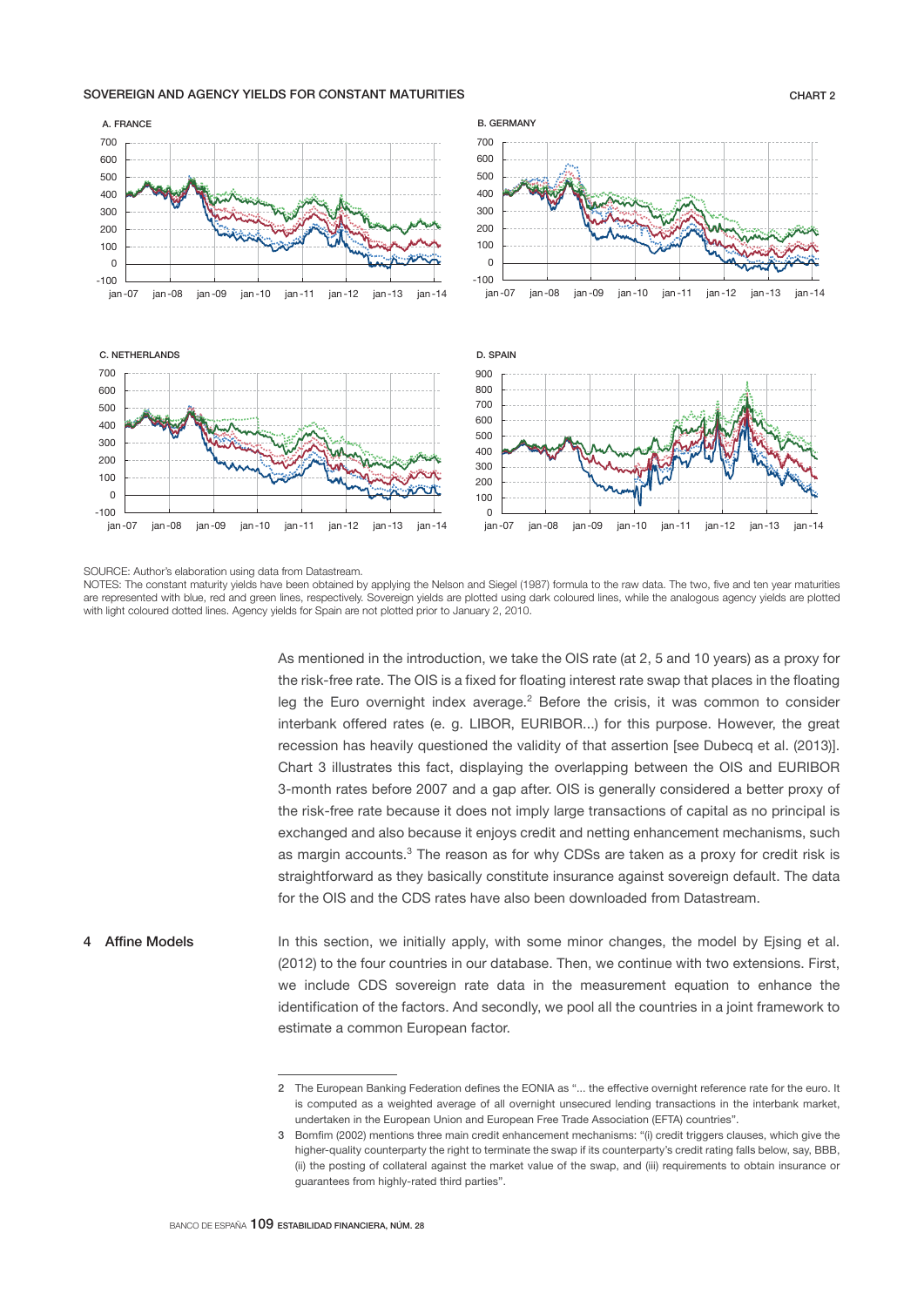SOVEREIGN AND AGENCY YIELDS FOR CONSTANT MATURITIES

CHART 2

A. FRANCE

B. GERMANY

C. NETHERLANDS

D. SPAIN

SOURCE: Author's elaboration using data from Datastream.

NOTES: The constant maturity yields have been obtained by applying the Nelson and Siegel (1987) formula to the raw data. The two, five and ten year maturities are represented with blue, red and green lines, respectively. Sovereign yields are plotted using dark coloured lines, while the analogous agency yields are plotted with light coloured dotted lines. Agency yields for Spain are not plotted prior to January 2, 2010.

As mentioned in the introduction, we take the OIS rate (at 2, 5 and 10 years) as a proxy for the risk-free rate. The OIS is a fixed for floating interest rate swap that places in the floating leg the Euro overnight index average.[2] Before the crisis, it was common to consider interbank offered rates (e. g. LIBOR, EURIBOR...) for this purpose. However, the great recession has heavily questioned the validity of that assertion [see Dubecq et al. (2013)]. Chart 3 illustrates this fact, displaying the overlapping between the OIS and EURIBOR 3-month rates before 2007 and a gap after. OIS is generally considered a better proxy of the risk-free rate because it does not imply large transactions of capital as no principal is exchanged and also because it enjoys credit and netting enhancement mechanisms, such as margin accounts.[3] The reason as for why CDSs are taken as a proxy for credit risk is straightforward as they basically constitute insurance against sovereign default. The data for the OIS and the CDS rates have also been downloaded from Datastream.

## 4 Affine Models

In this section, we initially apply, with some minor changes, the model by Ejsing et al. (2012) to the four countries in our database. Then, we continue with two extensions. First, we include CDS sovereign rate data in the measurement equation to enhance the identification of the factors. And secondly, we pool all the countries in a joint framework to estimate a common European factor.

---

2 The European Banking Federation defines the EONIA as "... the effective overnight reference rate for the euro. It is computed as a weighted average of all overnight unsecured lending transactions in the interbank market, undertaken in the European Union and European Free Trade Association (EFTA) countries".

3 Bomfim (2002) mentions three main credit enhancement mechanisms: "(i) credit triggers clauses, which give the higher-quality counterparty the right to terminate the swap if its counterparty's credit rating falls below, say, BBB, (ii) the posting of collateral against the market value of the swap, and (iii) requirements to obtain insurance or guarantees from highly-rated third parties".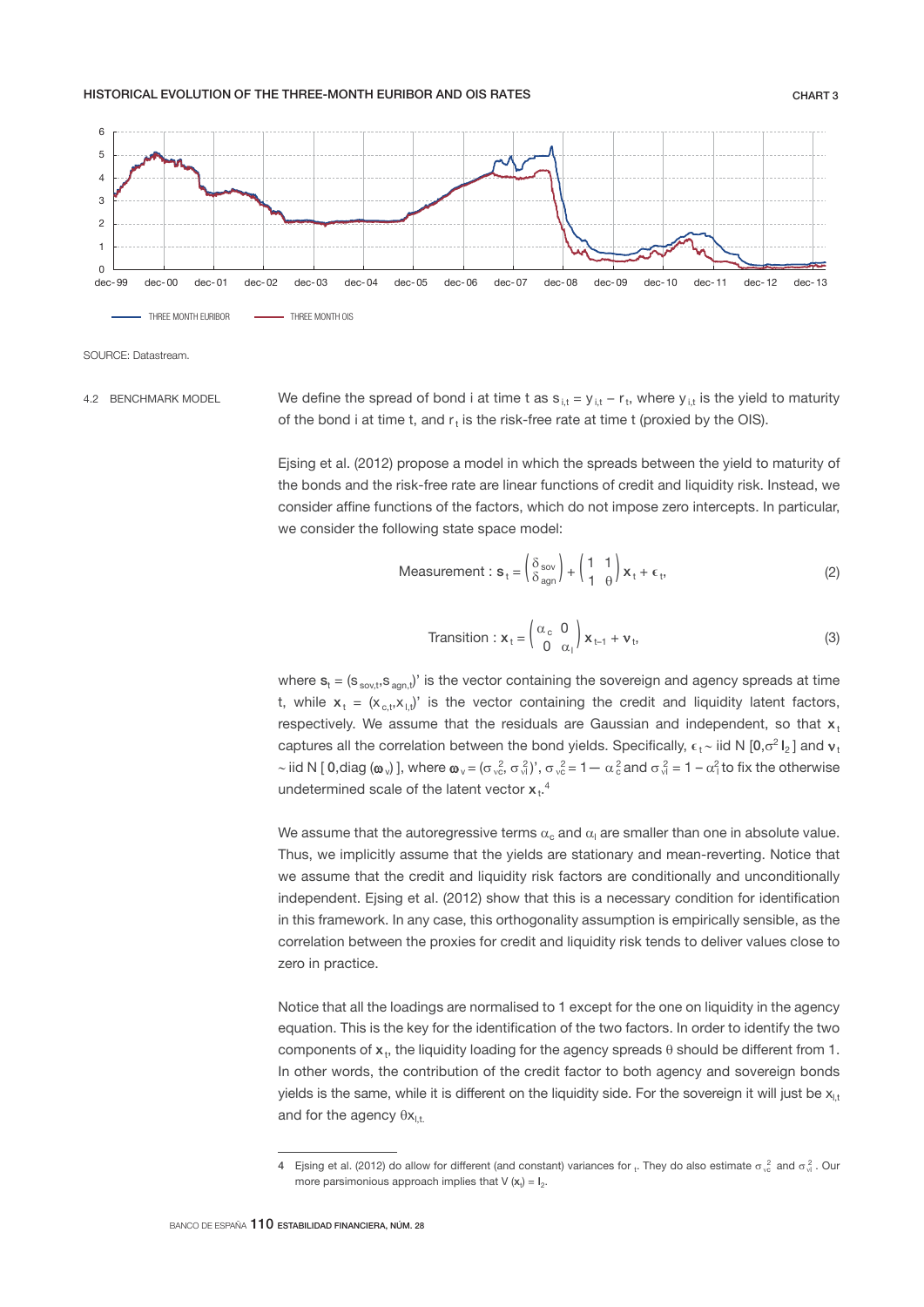HISTORICAL EVOLUTION OF THE THREE-MONTH EURIBOR AND OIS RATES

CHART 3

SOURCE: Datastream.

## 4.2 BENCHMARK MODEL

We define the spread of bond i at time t as $s_{i,t} = y_{i,t} - r_t$, where $y_{i,t}$ is the yield to maturity of the bond i at time t, and $r_t$ is the risk-free rate at time t (proxied by the OIS).

Ejsing et al. (2012) propose a model in which the spreads between the yield to maturity of the bonds and the risk-free rate are linear functions of credit and liquidity risk. Instead, we consider affine functions of the factors, which do not impose zero intercepts. In particular, we consider the following state space model:

$$\text{Measurement}: \mathbf{s}_t = \begin{pmatrix} \delta_{sov} \\ \delta_{agn} \end{pmatrix} + \begin{pmatrix} 1 & 1 \\ 1 & \theta \end{pmatrix} \mathbf{x}_t + \boldsymbol{\epsilon}_t, \tag{2}$$

$$\text{Transition}: \mathbf{x}_t = \begin{pmatrix} \alpha_c & 0 \\ 0 & \alpha_l \end{pmatrix} \mathbf{x}_{t-1} + \mathbf{v}_t, \tag{3}$$

where $\mathbf{s}_t = (s_{sov,t}, s_{agn,t})'$ is the vector containing the sovereign and agency spreads at time t, while $\mathbf{x}_t = (x_{c,t}, x_{l,t})'$ is the vector containing the credit and liquidity latent factors, respectively. We assume that the residuals are Gaussian and independent, so that $\mathbf{x}_t$ captures all the correlation between the bond yields. Specifically, $\boldsymbol{\epsilon}_t \sim$ iid $N[\mathbf{0}, \sigma^2 \mathbf{I}_2]$ and $\mathbf{v}_t \sim$ iid $N[\mathbf{0}, \text{diag}(\boldsymbol{\omega}_v)]$, where $\boldsymbol{\omega}_v = (\sigma^2_{vc}, \sigma^2_{vl})'$, $\sigma^2_{vc} = 1 - \alpha^2_c$ and $\sigma^2_{vl} = 1 - \alpha^2_l$ to fix the otherwise undetermined scale of the latent vector $\mathbf{x}_t$.[4]

We assume that the autoregressive terms $\alpha_c$ and $\alpha_l$ are smaller than one in absolute value. Thus, we implicitly assume that the yields are stationary and mean-reverting. Notice that we assume that the credit and liquidity risk factors are conditionally and unconditionally independent. Ejsing et al. (2012) show that this is a necessary condition for identification in this framework. In any case, this orthogonality assumption is empirically sensible, as the correlation between the proxies for credit and liquidity risk tends to deliver values close to zero in practice.

Notice that all the loadings are normalised to 1 except for the one on liquidity in the agency equation. This is the key for the identification of the two factors. In order to identify the two components of $\mathbf{x}_t$, the liquidity loading for the agency spreads $\theta$ should be different from 1. In other words, the contribution of the credit factor to both agency and sovereign bonds yields is the same, while it is different on the liquidity side. For the sovereign it will just be $x_{l,t}$ and for the agency $\theta x_{l,t}$.

4 Ejsing et al. (2012) do allow for different (and constant) variances for $_t$. They do also estimate $\sigma^2_{vc}$ and $\sigma^2_{vl}$. Our more parsimonious approach implies that $V(\mathbf{x}_t) = \mathbf{I}_2$.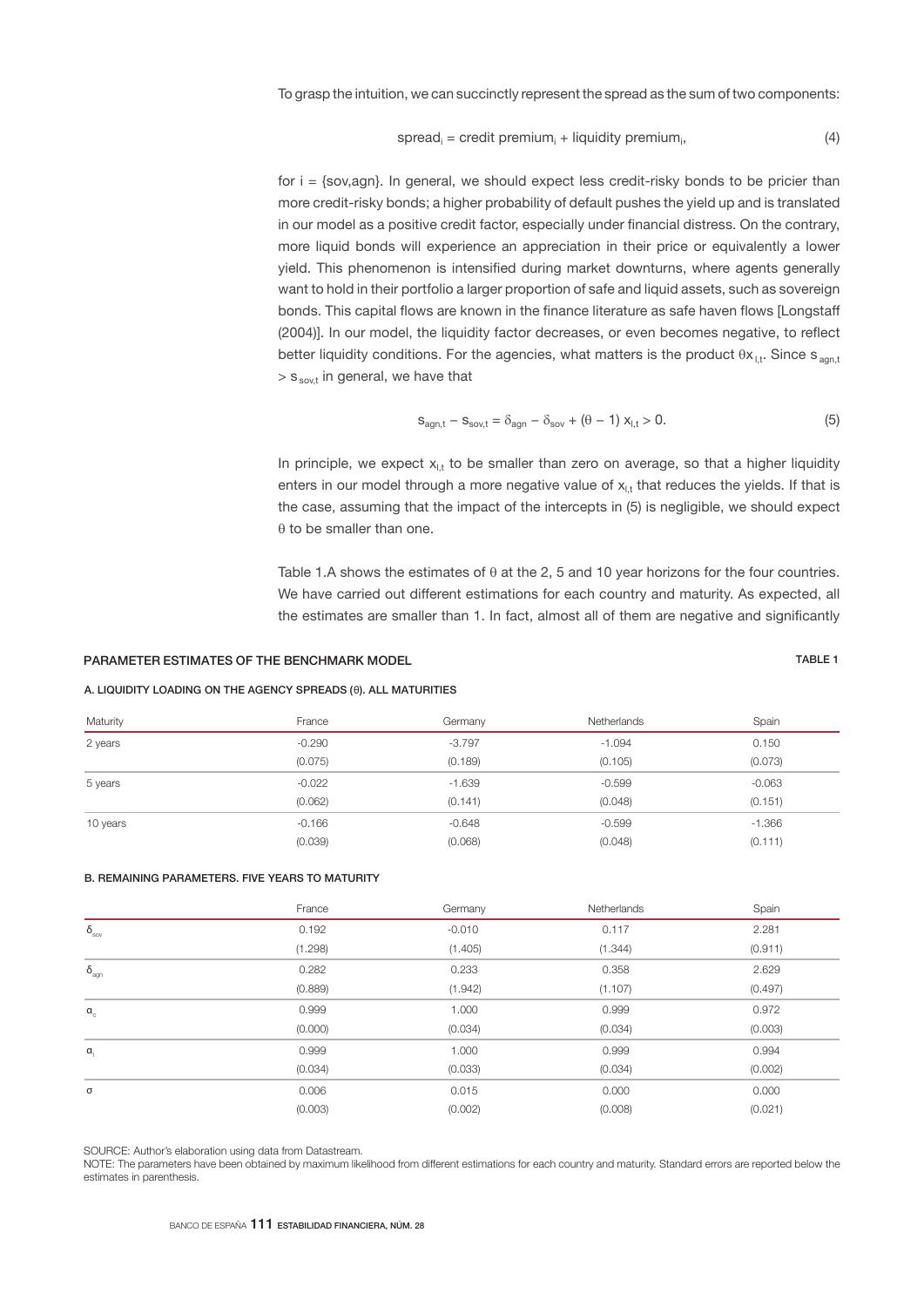To grasp the intuition, we can succinctly represent the spread as the sum of two components:

$$\text{spread}_i = \text{credit premium}_i + \text{liquidity premium}_i, \tag{4}$$

for i = {sov,agn}. In general, we should expect less credit-risky bonds to be pricier than more credit-risky bonds; a higher probability of default pushes the yield up and is translated in our model as a positive credit factor, especially under financial distress. On the contrary, more liquid bonds will experience an appreciation in their price or equivalently a lower yield. This phenomenon is intensified during market downturns, where agents generally want to hold in their portfolio a larger proportion of safe and liquid assets, such as sovereign bonds. This capital flows are known in the finance literature as safe haven flows [Longstaff (2004)]. In our model, the liquidity factor decreases, or even becomes negative, to reflect better liquidity conditions. For the agencies, what matters is the product $\theta x_{l,t}$. Since $s_{agn,t} > s_{sov,t}$ in general, we have that

$$s_{agn,t} - s_{sov,t} = \delta_{agn} - \delta_{sov} + (\theta - 1)\, x_{l,t} > 0. \tag{5}$$

In principle, we expect $x_{l,t}$ to be smaller than zero on average, so that a higher liquidity enters in our model through a more negative value of $x_{l,t}$ that reduces the yields. If that is the case, assuming that the impact of the intercepts in (5) is negligible, we should expect $\theta$ to be smaller than one.

Table 1.A shows the estimates of $\theta$ at the 2, 5 and 10 year horizons for the four countries. We have carried out different estimations for each country and maturity. As expected, all the estimates are smaller than 1. In fact, almost all of them are negative and significantly

**PARAMETER ESTIMATES OF THE BENCHMARK MODEL** — TABLE 1

**A. LIQUIDITY LOADING ON THE AGENCY SPREADS ($\theta$). ALL MATURITIES**

| Maturity | France | Germany | Netherlands | Spain |
|---|---|---|---|---|
| 2 years | -0.290 | -3.797 | -1.094 | 0.150 |
| | (0.075) | (0.189) | (0.105) | (0.073) |
| 5 years | -0.022 | -1.639 | -0.599 | -0.063 |
| | (0.062) | (0.141) | (0.048) | (0.151) |
| 10 years | -0.166 | -0.648 | -0.599 | -1.366 |
| | (0.039) | (0.068) | (0.048) | (0.111) |

**B. REMAINING PARAMETERS. FIVE YEARS TO MATURITY**

| | France | Germany | Netherlands | Spain |
|---|---|---|---|---|
| $\delta_{sov}$ | 0.192 | -0.010 | 0.117 | 2.281 |
| | (1.298) | (1.405) | (1.344) | (0.911) |
| $\delta_{agn}$ | 0.282 | 0.233 | 0.358 | 2.629 |
| | (0.889) | (1.942) | (1.107) | (0.497) |
| $\alpha_c$ | 0.999 | 1.000 | 0.999 | 0.972 |
| | (0.000) | (0.034) | (0.034) | (0.003) |
| $\alpha_l$ | 0.999 | 1.000 | 0.999 | 0.994 |
| | (0.034) | (0.033) | (0.034) | (0.002) |
| $\sigma$ | 0.006 | 0.015 | 0.000 | 0.000 |
| | (0.003) | (0.002) | (0.008) | (0.021) |

SOURCE: Author's elaboration using data from Datastream.

NOTE: The parameters have been obtained by maximum likelihood from different estimations for each country and maturity. Standard errors are reported below the estimates in parenthesis.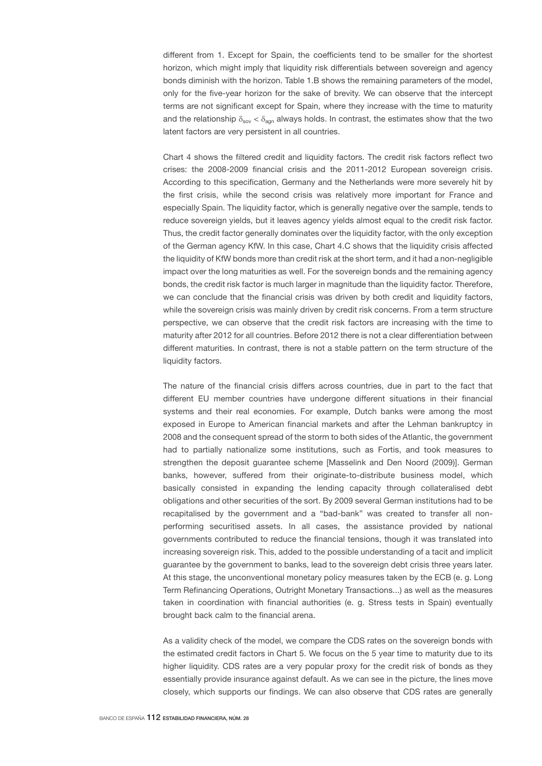different from 1. Except for Spain, the coefficients tend to be smaller for the shortest horizon, which might imply that liquidity risk differentials between sovereign and agency bonds diminish with the horizon. Table 1.B shows the remaining parameters of the model, only for the five-year horizon for the sake of brevity. We can observe that the intercept terms are not significant except for Spain, where they increase with the time to maturity and the relationship $\delta_{sov} < \delta_{agn}$ always holds. In contrast, the estimates show that the two latent factors are very persistent in all countries.

Chart 4 shows the filtered credit and liquidity factors. The credit risk factors reflect two crises: the 2008-2009 financial crisis and the 2011-2012 European sovereign crisis. According to this specification, Germany and the Netherlands were more severely hit by the first crisis, while the second crisis was relatively more important for France and especially Spain. The liquidity factor, which is generally negative over the sample, tends to reduce sovereign yields, but it leaves agency yields almost equal to the credit risk factor. Thus, the credit factor generally dominates over the liquidity factor, with the only exception of the German agency KfW. In this case, Chart 4.C shows that the liquidity crisis affected the liquidity of KfW bonds more than credit risk at the short term, and it had a non-negligible impact over the long maturities as well. For the sovereign bonds and the remaining agency bonds, the credit risk factor is much larger in magnitude than the liquidity factor. Therefore, we can conclude that the financial crisis was driven by both credit and liquidity factors, while the sovereign crisis was mainly driven by credit risk concerns. From a term structure perspective, we can observe that the credit risk factors are increasing with the time to maturity after 2012 for all countries. Before 2012 there is not a clear differentiation between different maturities. In contrast, there is not a stable pattern on the term structure of the liquidity factors.

The nature of the financial crisis differs across countries, due in part to the fact that different EU member countries have undergone different situations in their financial systems and their real economies. For example, Dutch banks were among the most exposed in Europe to American financial markets and after the Lehman bankruptcy in 2008 and the consequent spread of the storm to both sides of the Atlantic, the government had to partially nationalize some institutions, such as Fortis, and took measures to strengthen the deposit guarantee scheme [Masselink and Den Noord (2009)]. German banks, however, suffered from their originate-to-distribute business model, which basically consisted in expanding the lending capacity through collateralised debt obligations and other securities of the sort. By 2009 several German institutions had to be recapitalised by the government and a "bad-bank" was created to transfer all non-performing securitised assets. In all cases, the assistance provided by national governments contributed to reduce the financial tensions, though it was translated into increasing sovereign risk. This, added to the possible understanding of a tacit and implicit guarantee by the government to banks, lead to the sovereign debt crisis three years later. At this stage, the unconventional monetary policy measures taken by the ECB (e. g. Long Term Refinancing Operations, Outright Monetary Transactions...) as well as the measures taken in coordination with financial authorities (e. g. Stress tests in Spain) eventually brought back calm to the financial arena.

As a validity check of the model, we compare the CDS rates on the sovereign bonds with the estimated credit factors in Chart 5. We focus on the 5 year time to maturity due to its higher liquidity. CDS rates are a very popular proxy for the credit risk of bonds as they essentially provide insurance against default. As we can see in the picture, the lines move closely, which supports our findings. We can also observe that CDS rates are generally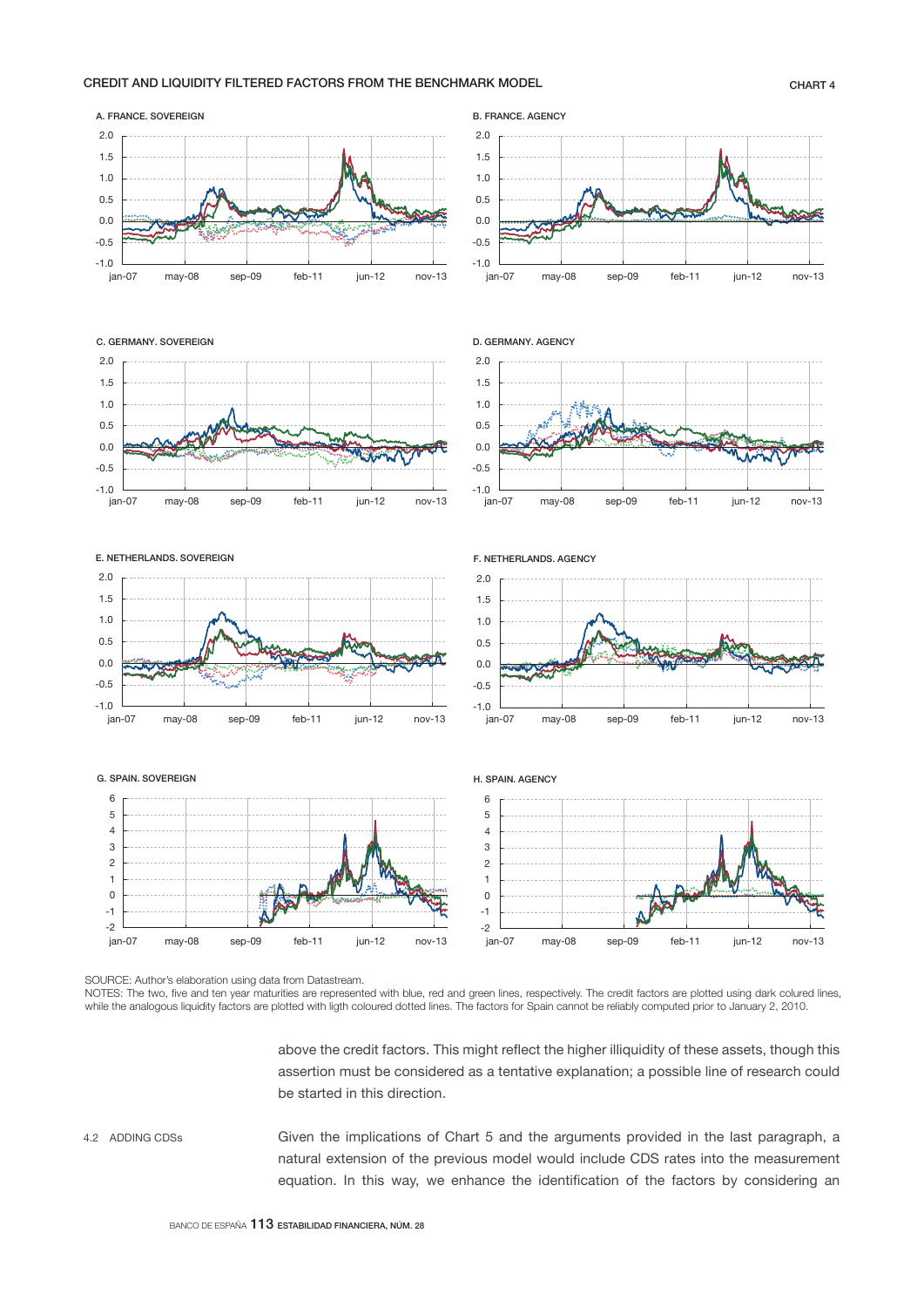CREDIT AND LIQUIDITY FILTERED FACTORS FROM THE BENCHMARK MODEL

CHART 4

A. FRANCE. SOVEREIGN

B. FRANCE. AGENCY

C. GERMANY. SOVEREIGN

D. GERMANY. AGENCY

E. NETHERLANDS. SOVEREIGN

F. NETHERLANDS. AGENCY

G. SPAIN. SOVEREIGN

H. SPAIN. AGENCY

SOURCE: Author's elaboration using data from Datastream.

NOTES: The two, five and ten year maturities are represented with blue, red and green lines, respectively. The credit factors are plotted using dark colored lines, while the analogous liquidity factors are plotted with ligth coloured dotted lines. The factors for Spain cannot be reliably computed prior to January 2, 2010.

above the credit factors. This might reflect the higher illiquidity of these assets, though this assertion must be considered as a tentative explanation; a possible line of research could be started in this direction.

### 4.2 ADDING CDSs

Given the implications of Chart 5 and the arguments provided in the last paragraph, a natural extension of the previous model would include CDS rates into the measurement equation. In this way, we enhance the identification of the factors by considering an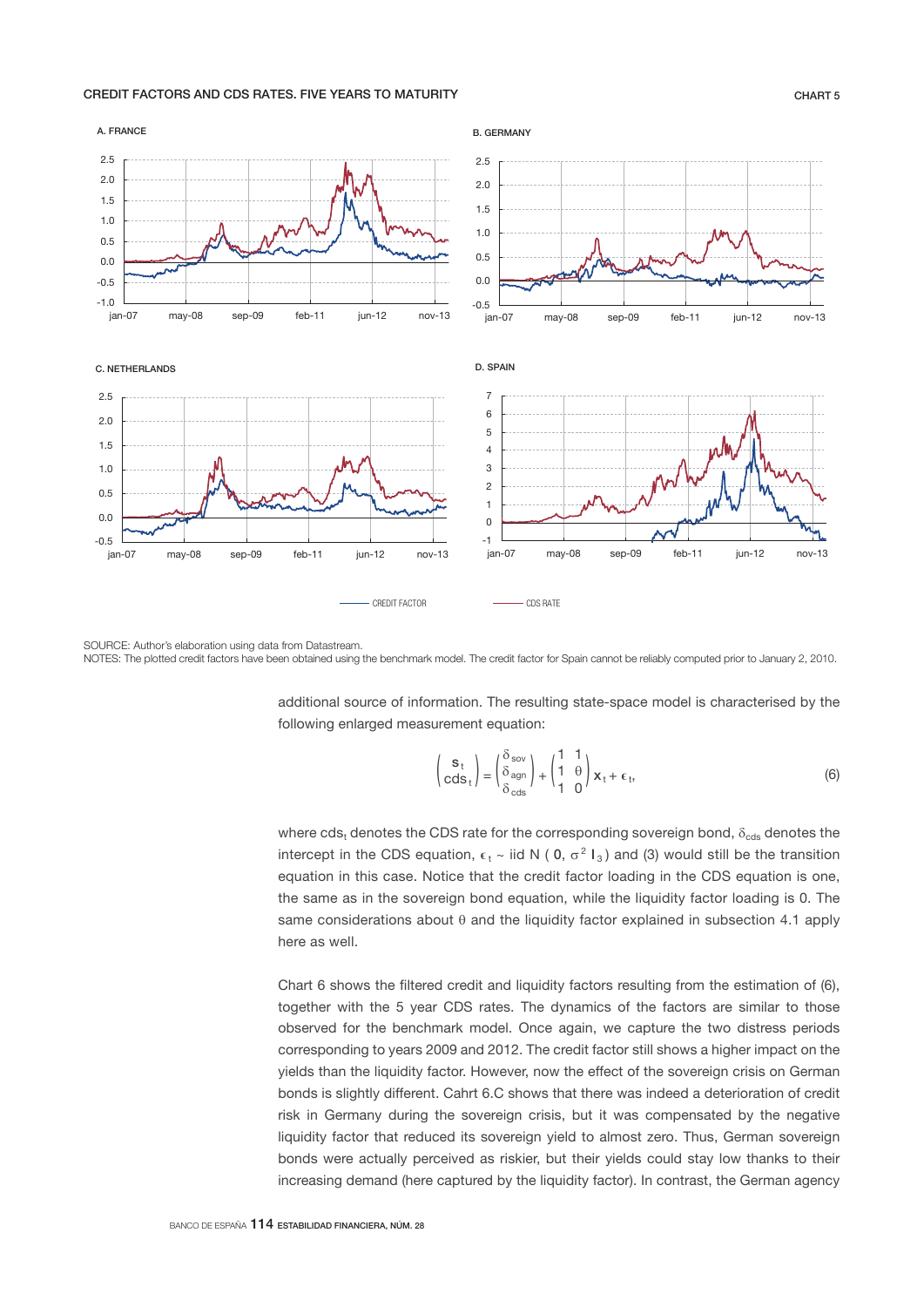CREDIT FACTORS AND CDS RATES. FIVE YEARS TO MATURITY

CHART 5

A. FRANCE

B. GERMANY

C. NETHERLANDS

D. SPAIN

CREDIT FACTOR — CDS RATE

SOURCE: Author's elaboration using data from Datastream.
NOTES: The plotted credit factors have been obtained using the benchmark model. The credit factor for Spain cannot be reliably computed prior to January 2, 2010.

additional source of information. The resulting state-space model is characterised by the following enlarged measurement equation:

$$\begin{pmatrix} \mathbf{s}_t \\ \text{cds}_t \end{pmatrix} = \begin{pmatrix} \delta_{sov} \\ \delta_{agn} \\ \delta_{cds} \end{pmatrix} + \begin{pmatrix} 1 & 1 \\ 1 & \theta \\ 1 & 0 \end{pmatrix} \mathbf{x}_t + \epsilon_t, \tag{6}$$

where $\text{cds}_t$ denotes the CDS rate for the corresponding sovereign bond, $\delta_{cds}$ denotes the intercept in the CDS equation, $\epsilon_t \sim \text{iid N}(\mathbf{0}, \sigma^2 \mathbf{I}_3)$ and (3) would still be the transition equation in this case. Notice that the credit factor loading in the CDS equation is one, the same as in the sovereign bond equation, while the liquidity factor loading is 0. The same considerations about $\theta$ and the liquidity factor explained in subsection 4.1 apply here as well.

Chart 6 shows the filtered credit and liquidity factors resulting from the estimation of (6), together with the 5 year CDS rates. The dynamics of the factors are similar to those observed for the benchmark model. Once again, we capture the two distress periods corresponding to years 2009 and 2012. The credit factor still shows a higher impact on the yields than the liquidity factor. However, now the effect of the sovereign crisis on German bonds is slightly different. Cahrt 6.C shows that there was indeed a deterioration of credit risk in Germany during the sovereign crisis, but it was compensated by the negative liquidity factor that reduced its sovereign yield to almost zero. Thus, German sovereign bonds were actually perceived as riskier, but their yields could stay low thanks to their increasing demand (here captured by the liquidity factor). In contrast, the German agency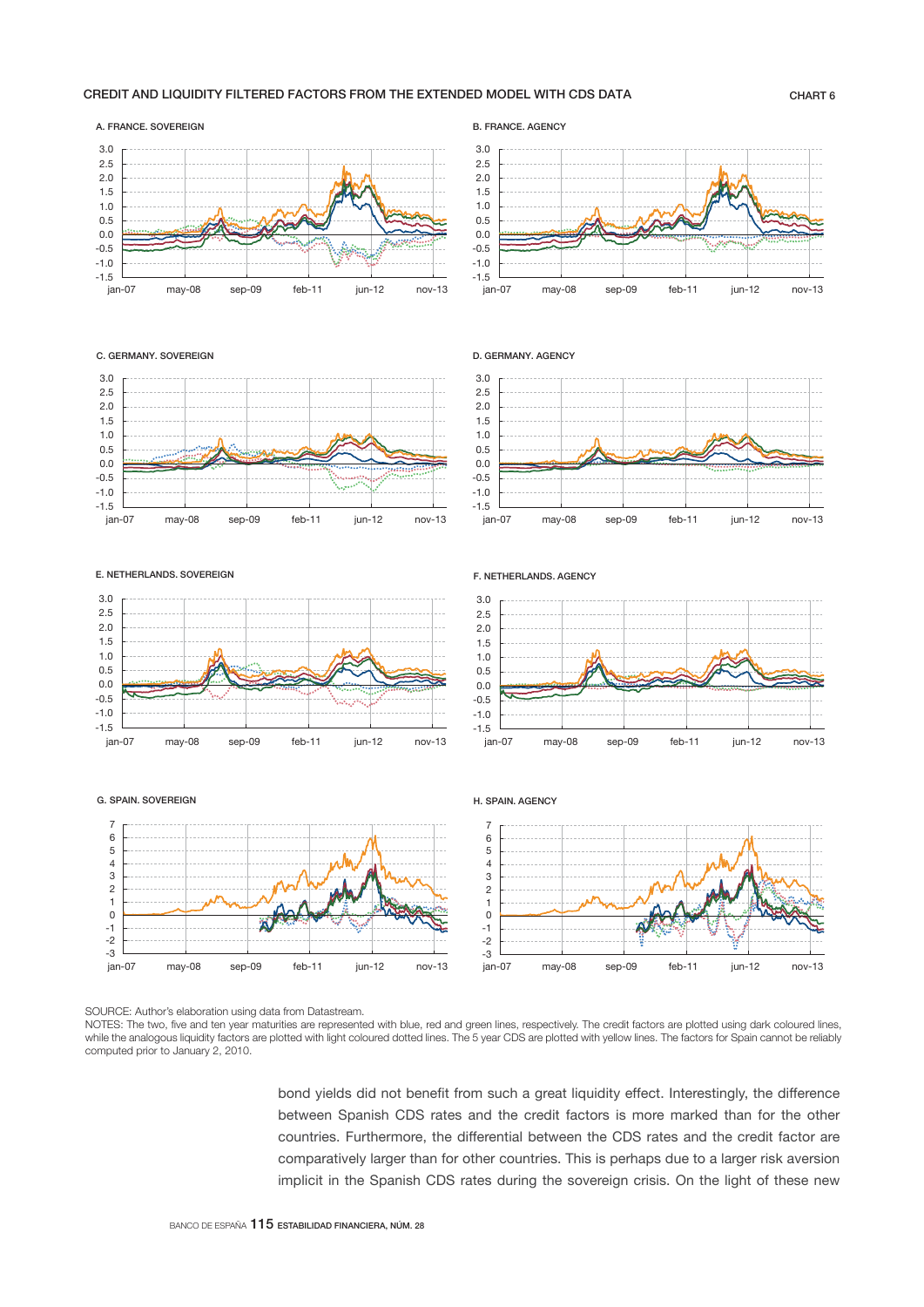CREDIT AND LIQUIDITY FILTERED FACTORS FROM THE EXTENDED MODEL WITH CDS DATA

CHART 6

A. FRANCE. SOVEREIGN

B. FRANCE. AGENCY

C. GERMANY. SOVEREIGN

D. GERMANY. AGENCY

E. NETHERLANDS. SOVEREIGN

F. NETHERLANDS. AGENCY

G. SPAIN. SOVEREIGN

H. SPAIN. AGENCY

SOURCE: Author's elaboration using data from Datastream.

NOTES: The two, five and ten year maturities are represented with blue, red and green lines, respectively. The credit factors are plotted using dark coloured lines, while the analogous liquidity factors are plotted with light coloured dotted lines. The 5 year CDS are plotted with yellow lines. The factors for Spain cannot be reliably computed prior to January 2, 2010.

bond yields did not benefit from such a great liquidity effect. Interestingly, the difference between Spanish CDS rates and the credit factors is more marked than for the other countries. Furthermore, the differential between the CDS rates and the credit factor are comparatively larger than for other countries. This is perhaps due to a larger risk aversion implicit in the Spanish CDS rates during the sovereign crisis. On the light of these new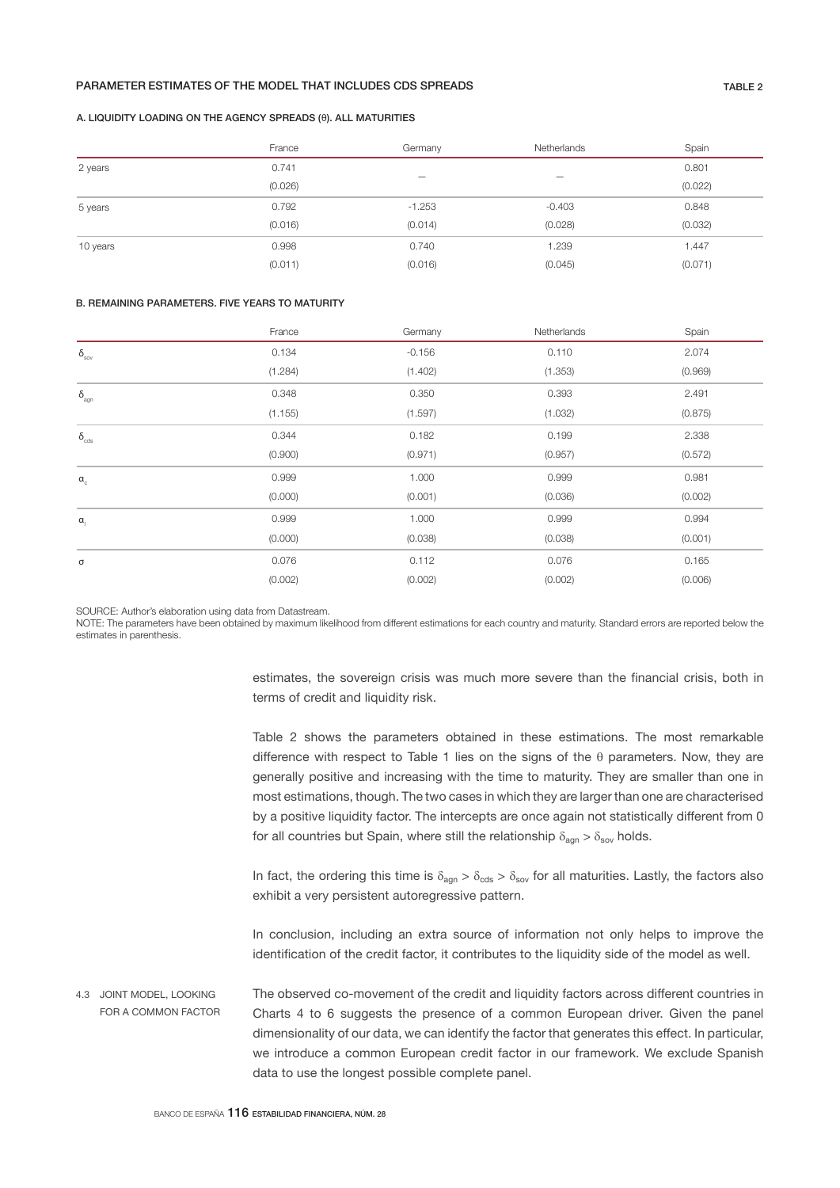## PARAMETER ESTIMATES OF THE MODEL THAT INCLUDES CDS SPREADS

TABLE 2

### A. LIQUIDITY LOADING ON THE AGENCY SPREADS ($\theta$). ALL MATURITIES

| | France | Germany | Netherlands | Spain |
|---|---|---|---|---|
| 2 years | 0.741 | — | — | 0.801 |
| | (0.026) | | | (0.022) |
| 5 years | 0.792 | -1.253 | -0.403 | 0.848 |
| | (0.016) | (0.014) | (0.028) | (0.032) |
| 10 years | 0.998 | 0.740 | 1.239 | 1.447 |
| | (0.011) | (0.016) | (0.045) | (0.071) |

### B. REMAINING PARAMETERS. FIVE YEARS TO MATURITY

| | France | Germany | Netherlands | Spain |
|---|---|---|---|---|
| $\delta_{sov}$ | 0.134 | -0.156 | 0.110 | 2.074 |
| | (1.284) | (1.402) | (1.353) | (0.969) |
| $\delta_{agn}$ | 0.348 | 0.350 | 0.393 | 2.491 |
| | (1.155) | (1.597) | (1.032) | (0.875) |
| $\delta_{cds}$ | 0.344 | 0.182 | 0.199 | 2.338 |
| | (0.900) | (0.971) | (0.957) | (0.572) |
| $\alpha_c$ | 0.999 | 1.000 | 0.999 | 0.981 |
| | (0.000) | (0.001) | (0.036) | (0.002) |
| $\alpha_l$ | 0.999 | 1.000 | 0.999 | 0.994 |
| | (0.000) | (0.038) | (0.038) | (0.001) |
| $\sigma$ | 0.076 | 0.112 | 0.076 | 0.165 |
| | (0.002) | (0.002) | (0.002) | (0.006) |

SOURCE: Author's elaboration using data from Datastream.

NOTE: The parameters have been obtained by maximum likelihood from different estimations for each country and maturity. Standard errors are reported below the estimates in parenthesis.

estimates, the sovereign crisis was much more severe than the financial crisis, both in terms of credit and liquidity risk.

Table 2 shows the parameters obtained in these estimations. The most remarkable difference with respect to Table 1 lies on the signs of the $\theta$ parameters. Now, they are generally positive and increasing with the time to maturity. They are smaller than one in most estimations, though. The two cases in which they are larger than one are characterised by a positive liquidity factor. The intercepts are once again not statistically different from 0 for all countries but Spain, where still the relationship $\delta_{agn} > \delta_{sov}$ holds.

In fact, the ordering this time is $\delta_{agn} > \delta_{cds} > \delta_{sov}$ for all maturities. Lastly, the factors also exhibit a very persistent autoregressive pattern.

In conclusion, including an extra source of information not only helps to improve the identification of the credit factor, it contributes to the liquidity side of the model as well.

### 4.3 JOINT MODEL, LOOKING FOR A COMMON FACTOR

The observed co-movement of the credit and liquidity factors across different countries in Charts 4 to 6 suggests the presence of a common European driver. Given the panel dimensionality of our data, we can identify the factor that generates this effect. In particular, we introduce a common European credit factor in our framework. We exclude Spanish data to use the longest possible complete panel.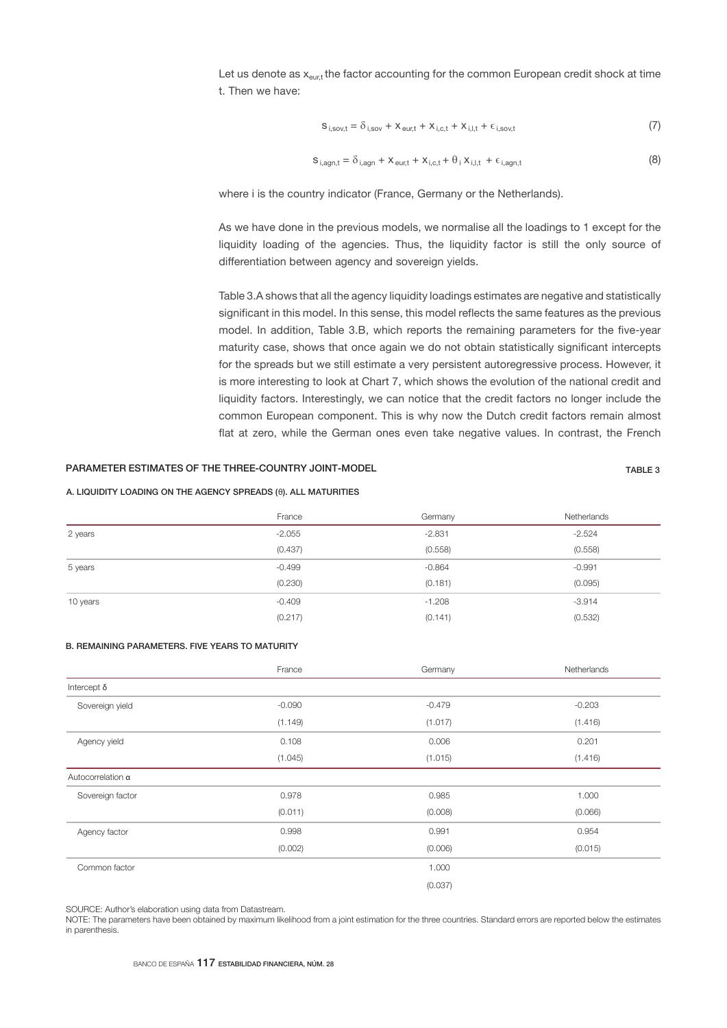Let us denote as $x_{eur,t}$ the factor accounting for the common European credit shock at time t. Then we have:

$$s_{i,sov,t} = \delta_{i,sov} + x_{eur,t} + x_{i,c,t} + x_{i,l,t} + \epsilon_{i,sov,t} \tag{7}$$

$$s_{i,agn,t} = \delta_{i,agn} + x_{eur,t} + x_{i,c,t} + \theta_i \, x_{i,l,t} + \epsilon_{i,agn,t} \tag{8}$$

where i is the country indicator (France, Germany or the Netherlands).

As we have done in the previous models, we normalise all the loadings to 1 except for the liquidity loading of the agencies. Thus, the liquidity factor is still the only source of differentiation between agency and sovereign yields.

Table 3.A shows that all the agency liquidity loadings estimates are negative and statistically significant in this model. In this sense, this model reflects the same features as the previous model. In addition, Table 3.B, which reports the remaining parameters for the five-year maturity case, shows that once again we do not obtain statistically significant intercepts for the spreads but we still estimate a very persistent autoregressive process. However, it is more interesting to look at Chart 7, which shows the evolution of the national credit and liquidity factors. Interestingly, we can notice that the credit factors no longer include the common European component. This is why now the Dutch credit factors remain almost flat at zero, while the German ones even take negative values. In contrast, the French

**PARAMETER ESTIMATES OF THE THREE-COUNTRY JOINT-MODEL** — TABLE 3

**A. LIQUIDITY LOADING ON THE AGENCY SPREADS (θ). ALL MATURITIES**

| | France | Germany | Netherlands |
|---|---|---|---|
| 2 years | -2.055 | -2.831 | -2.524 |
| | (0.437) | (0.558) | (0.558) |
| 5 years | -0.499 | -0.864 | -0.991 |
| | (0.230) | (0.181) | (0.095) |
| 10 years | -0.409 | -1.208 | -3.914 |
| | (0.217) | (0.141) | (0.532) |

**B. REMAINING PARAMETERS. FIVE YEARS TO MATURITY**

| | France | Germany | Netherlands |
|---|---|---|---|
| Intercept δ | | | |
| Sovereign yield | -0.090 | -0.479 | -0.203 |
| | (1.149) | (1.017) | (1.416) |
| Agency yield | 0.108 | 0.006 | 0.201 |
| | (1.045) | (1.015) | (1.416) |
| Autocorrelation α | | | |
| Sovereign factor | 0.978 | 0.985 | 1.000 |
| | (0.011) | (0.008) | (0.066) |
| Agency factor | 0.998 | 0.991 | 0.954 |
| | (0.002) | (0.006) | (0.015) |
| Common factor | | 1.000 | |
| | | (0.037) | |

SOURCE: Author's elaboration using data from Datastream.

NOTE: The parameters have been obtained by maximum likelihood from a joint estimation for the three countries. Standard errors are reported below the estimates in parenthesis.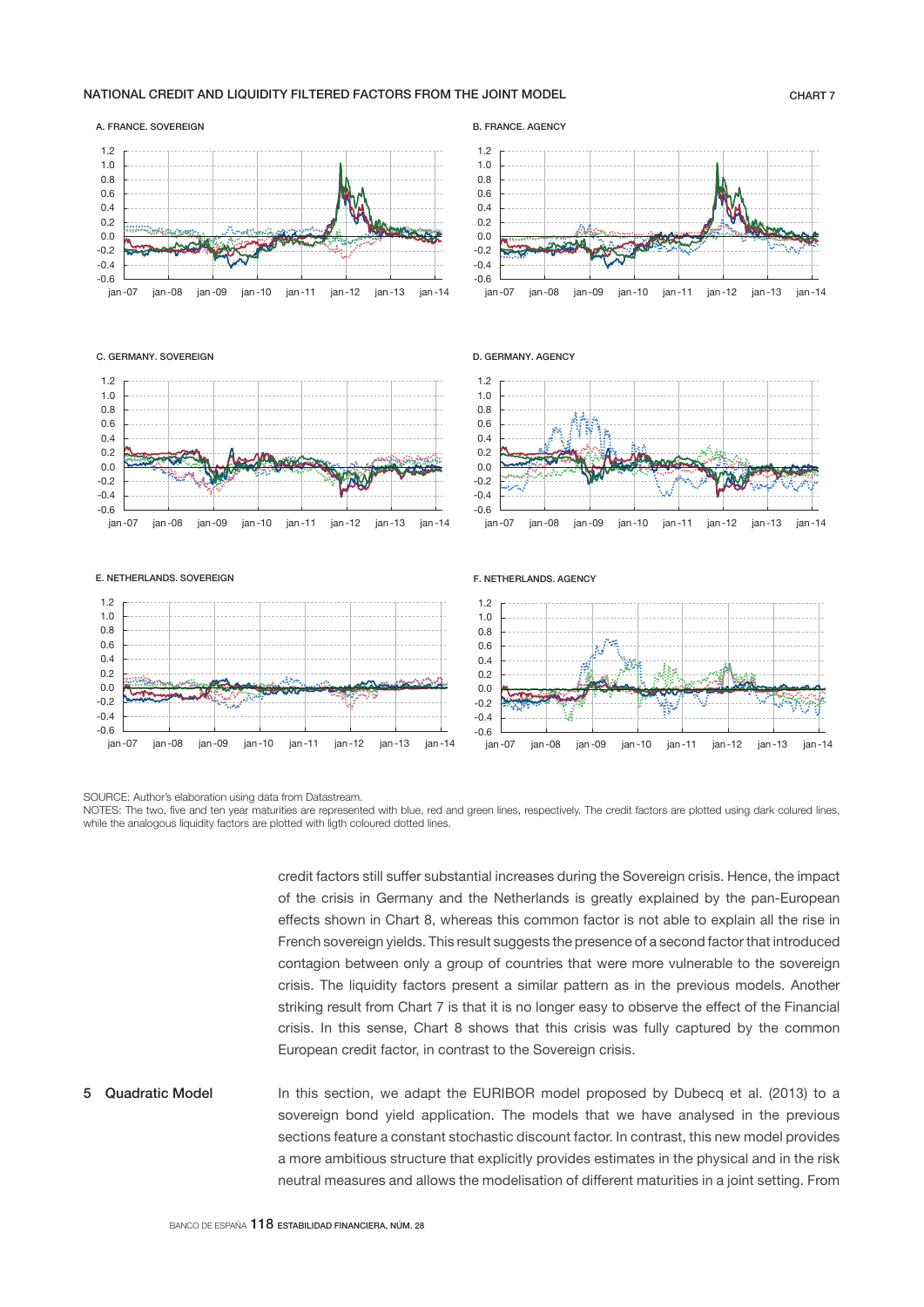NATIONAL CREDIT AND LIQUIDITY FILTERED FACTORS FROM THE JOINT MODEL

CHART 7

A. FRANCE. SOVEREIGN

B. FRANCE. AGENCY

C. GERMANY. SOVEREIGN

D. GERMANY. AGENCY

E. NETHERLANDS. SOVEREIGN

F. NETHERLANDS. AGENCY

SOURCE: Author's elaboration using data from Datastream.

NOTES: The two, five and ten year maturities are represented with blue, red and green lines, respectively. The credit factors are plotted using dark coloured lines, while the analogous liquidity factors are plotted with ligth coloured dotted lines.

credit factors still suffer substantial increases during the Sovereign crisis. Hence, the impact of the crisis in Germany and the Netherlands is greatly explained by the pan-European effects shown in Chart 8, whereas this common factor is not able to explain all the rise in French sovereign yields. This result suggests the presence of a second factor that introduced contagion between only a group of countries that were more vulnerable to the sovereign crisis. The liquidity factors present a similar pattern as in the previous models. Another striking result from Chart 7 is that it is no longer easy to observe the effect of the Financial crisis. In this sense, Chart 8 shows that this crisis was fully captured by the common European credit factor, in contrast to the Sovereign crisis.

## 5 Quadratic Model

In this section, we adapt the EURIBOR model proposed by Dubecq et al. (2013) to a sovereign bond yield application. The models that we have analysed in the previous sections feature a constant stochastic discount factor. In contrast, this new model provides a more ambitious structure that explicitly provides estimates in the physical and in the risk neutral measures and allows the modelisation of different maturities in a joint setting. From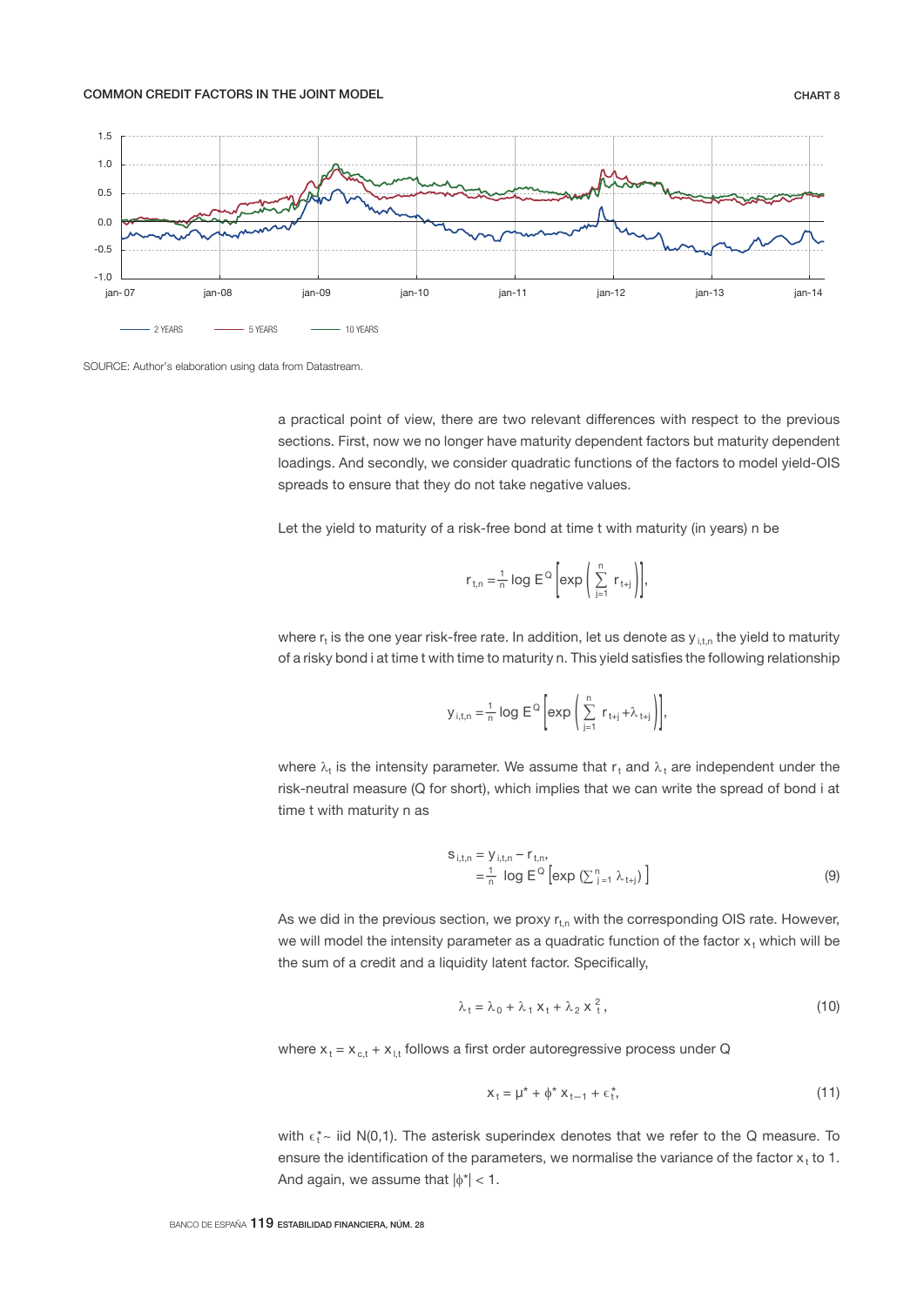COMMON CREDIT FACTORS IN THE JOINT MODEL

CHART 8

SOURCE: Author's elaboration using data from Datastream.

a practical point of view, there are two relevant differences with respect to the previous sections. First, now we no longer have maturity dependent factors but maturity dependent loadings. And secondly, we consider quadratic functions of the factors to model yield-OIS spreads to ensure that they do not take negative values.

Let the yield to maturity of a risk-free bond at time t with maturity (in years) n be

$$r_{t,n} = \frac{1}{n} \log E^Q \left[ \exp \left( \sum_{j=1}^{n} r_{t+j} \right) \right],$$

where $r_t$ is the one year risk-free rate. In addition, let us denote as $y_{i,t,n}$ the yield to maturity of a risky bond i at time t with time to maturity n. This yield satisfies the following relationship

$$y_{i,t,n} = \frac{1}{n} \log E^Q \left[ \exp \left( \sum_{j=1}^{n} r_{t+j} + \lambda_{t+j} \right) \right],$$

where $\lambda_t$ is the intensity parameter. We assume that $r_t$ and $\lambda_t$ are independent under the risk-neutral measure (Q for short), which implies that we can write the spread of bond i at time t with maturity n as

$$\begin{aligned} s_{i,t,n} &= y_{i,t,n} - r_{t,n}, \\ &= \frac{1}{n} \log E^Q \left[ \exp \left( \textstyle\sum_{j=1}^{n} \lambda_{t+j} \right) \right] \end{aligned} \tag{9}$$

As we did in the previous section, we proxy $r_{t,n}$ with the corresponding OIS rate. However, we will model the intensity parameter as a quadratic function of the factor $x_t$ which will be the sum of a credit and a liquidity latent factor. Specifically,

$$\lambda_t = \lambda_0 + \lambda_1 x_t + \lambda_2 x_t^2, \tag{10}$$

where $x_t = x_{c,t} + x_{l,t}$ follows a first order autoregressive process under Q

$$x_t = \mu^* + \phi^* x_{t-1} + \epsilon_t^*, \tag{11}$$

with $\epsilon_t^* \sim$ iid N(0,1). The asterisk superindex denotes that we refer to the Q measure. To ensure the identification of the parameters, we normalise the variance of the factor $x_t$ to 1. And again, we assume that $|\phi^*| < 1$.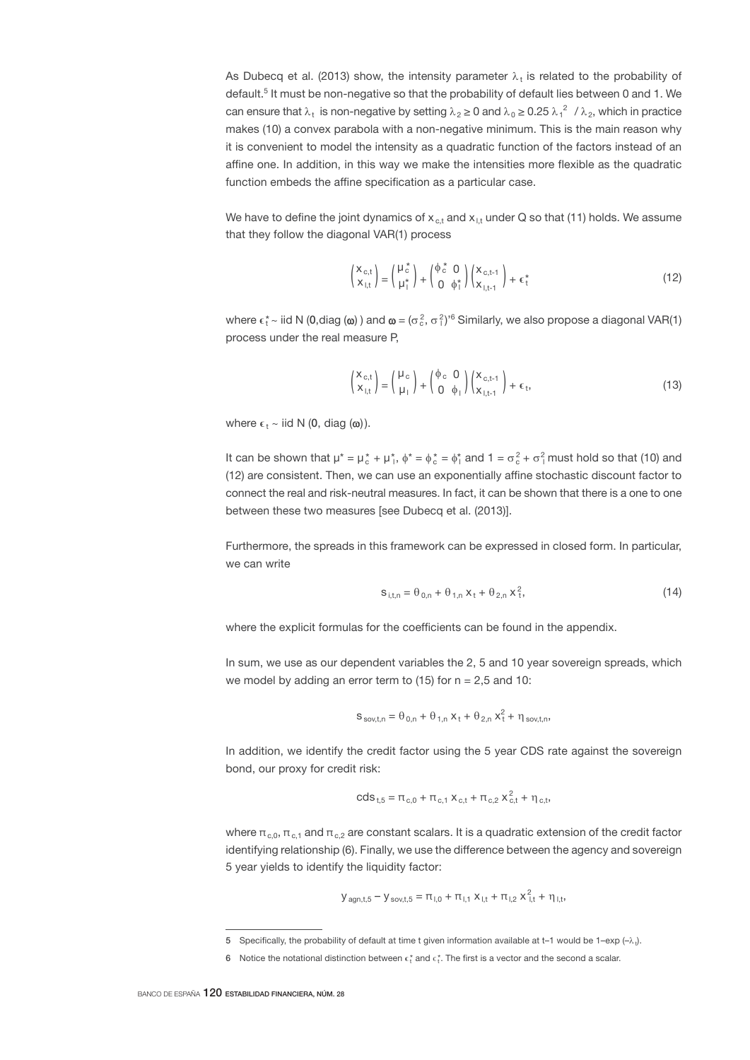As Dubecq et al. (2013) show, the intensity parameter $\lambda_t$ is related to the probability of default.[5] It must be non-negative so that the probability of default lies between 0 and 1. We can ensure that $\lambda_t$ is non-negative by setting $\lambda_2 \geq 0$ and $\lambda_0 \geq 0.25\,\lambda_1^2\ /\ \lambda_2$, which in practice makes (10) a convex parabola with a non-negative minimum. This is the main reason why it is convenient to model the intensity as a quadratic function of the factors instead of an affine one. In addition, in this way we make the intensities more flexible as the quadratic function embeds the affine specification as a particular case.

We have to define the joint dynamics of $x_{c,t}$ and $x_{l,t}$ under Q so that (11) holds. We assume that they follow the diagonal VAR(1) process

$$\begin{pmatrix} x_{c,t} \\ x_{l,t} \end{pmatrix} = \begin{pmatrix} \mu_c^* \\ \mu_l^* \end{pmatrix} + \begin{pmatrix} \phi_c^* & 0 \\ 0 & \phi_l^* \end{pmatrix} \begin{pmatrix} x_{c,t-1} \\ x_{l,t-1} \end{pmatrix} + \boldsymbol{\epsilon}_t^* \tag{12}$$

where $\boldsymbol{\epsilon}_t^* \sim$ iid N ($\mathbf{0}$,diag ($\boldsymbol{\omega}$) ) and $\boldsymbol{\omega} = (\sigma_c^2, \sigma_l^2)'$[6] Similarly, we also propose a diagonal VAR(1) process under the real measure P,

$$\begin{pmatrix} x_{c,t} \\ x_{l,t} \end{pmatrix} = \begin{pmatrix} \mu_c \\ \mu_l \end{pmatrix} + \begin{pmatrix} \phi_c & 0 \\ 0 & \phi_l \end{pmatrix} \begin{pmatrix} x_{c,t-1} \\ x_{l,t-1} \end{pmatrix} + \boldsymbol{\epsilon}_t, \tag{13}$$

where $\boldsymbol{\epsilon}_t \sim$ iid N ($\mathbf{0}$, diag ($\boldsymbol{\omega}$)).

It can be shown that $\mu^* = \mu_c^* + \mu_l^*$, $\phi^* = \phi_c^* = \phi_l^*$ and $1 = \sigma_c^2 + \sigma_l^2$ must hold so that (10) and (12) are consistent. Then, we can use an exponentially affine stochastic discount factor to connect the real and risk-neutral measures. In fact, it can be shown that there is a one to one between these two measures [see Dubecq et al. (2013)].

Furthermore, the spreads in this framework can be expressed in closed form. In particular, we can write

$$s_{i,t,n} = \theta_{0,n} + \theta_{1,n}\, x_t + \theta_{2,n}\, x_t^2, \tag{14}$$

where the explicit formulas for the coefficients can be found in the appendix.

In sum, we use as our dependent variables the 2, 5 and 10 year sovereign spreads, which we model by adding an error term to (15) for n = 2,5 and 10:

$$s_{sov,t,n} = \theta_{0,n} + \theta_{1,n}\, x_t + \theta_{2,n}\, x_t^2 + \eta_{sov,t,n},$$

In addition, we identify the credit factor using the 5 year CDS rate against the sovereign bond, our proxy for credit risk:

$$cds_{t,5} = \pi_{c,0} + \pi_{c,1}\, x_{c,t} + \pi_{c,2}\, x_{c,t}^2 + \eta_{c,t},$$

where $\pi_{c,0}$, $\pi_{c,1}$ and $\pi_{c,2}$ are constant scalars. It is a quadratic extension of the credit factor identifying relationship (6). Finally, we use the difference between the agency and sovereign 5 year yields to identify the liquidity factor:

$$y_{agn,t,5} - y_{sov,t,5} = \pi_{l,0} + \pi_{l,1}\, x_{l,t} + \pi_{l,2}\, x_{l,t}^2 + \eta_{l,t},$$

---

5 Specifically, the probability of default at time t given information available at t–1 would be 1–exp ($-\lambda_t$).

6 Notice the notational distinction between $\boldsymbol{\epsilon}_t^*$ and $\epsilon_t^*$. The first is a vector and the second a scalar.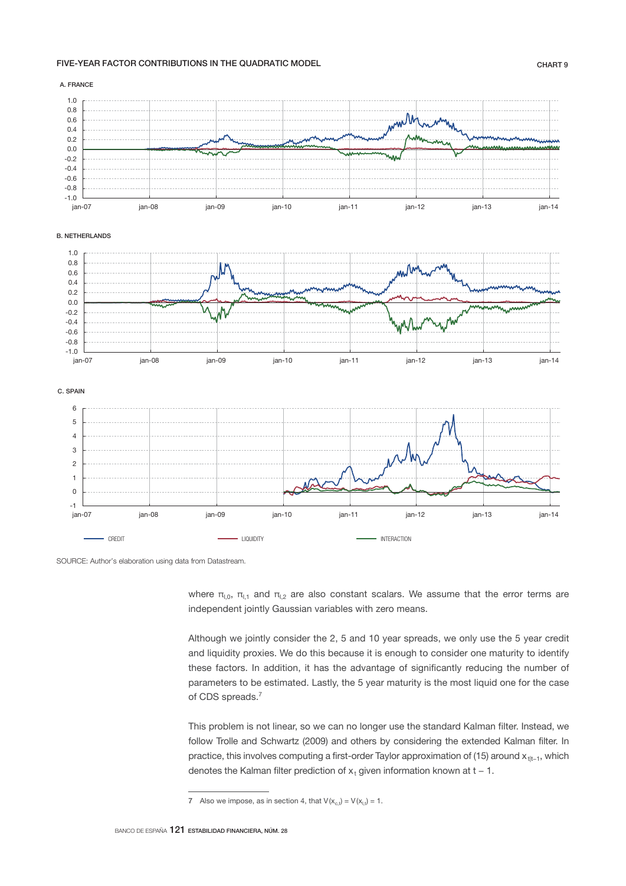FIVE-YEAR FACTOR CONTRIBUTIONS IN THE QUADRATIC MODEL

CHART 9

A. FRANCE

B. NETHERLANDS

C. SPAIN

CREDIT — LIQUIDITY — INTERACTION

SOURCE: Author's elaboration using data from Datastream.

where $\pi_{l,0}$, $\pi_{l,1}$ and $\pi_{l,2}$ are also constant scalars. We assume that the error terms are independent jointly Gaussian variables with zero means.

Although we jointly consider the 2, 5 and 10 year spreads, we only use the 5 year credit and liquidity proxies. We do this because it is enough to consider one maturity to identify these factors. In addition, it has the advantage of significantly reducing the number of parameters to be estimated. Lastly, the 5 year maturity is the most liquid one for the case of CDS spreads.[7]

This problem is not linear, so we can no longer use the standard Kalman filter. Instead, we follow Trolle and Schwartz (2009) and others by considering the extended Kalman filter. In practice, this involves computing a first-order Taylor approximation of (15) around $x_{t|t-1}$, which denotes the Kalman filter prediction of $x_t$ given information known at $t - 1$.

7 Also we impose, as in section 4, that $V(x_{c,t}) = V(x_{l,t}) = 1$.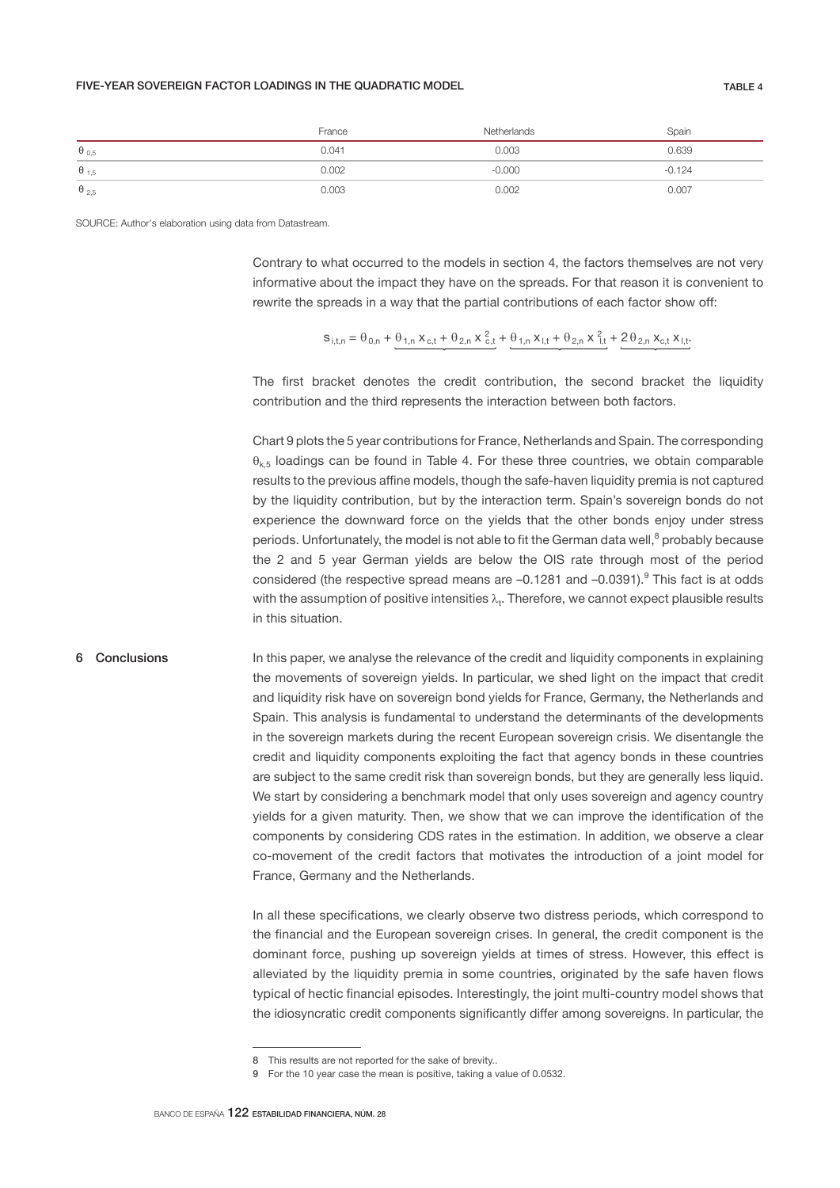**FIVE-YEAR SOVEREIGN FACTOR LOADINGS IN THE QUADRATIC MODEL** — TABLE 4

| | France | Netherlands | Spain |
|---|---|---|---|
| $\theta_{0,5}$ | 0.041 | 0.003 | 0.639 |
| $\theta_{1,5}$ | 0.002 | -0.000 | -0.124 |
| $\theta_{2,5}$ | 0.003 | 0.002 | 0.007 |

SOURCE: Author's elaboration using data from Datastream.

Contrary to what occurred to the models in section 4, the factors themselves are not very informative about the impact they have on the spreads. For that reason it is convenient to rewrite the spreads in a way that the partial contributions of each factor show off:

$$s_{i,t,n} = \theta_{0,n} + \underbrace{\theta_{1,n}\, x_{c,t} + \theta_{2,n}\, x_{c,t}^{2}} + \underbrace{\theta_{1,n}\, x_{l,t} + \theta_{2,n}\, x_{l,t}^{2}} + \underbrace{2\theta_{2,n}\, x_{c,t}\, x_{l,t}}.$$

The first bracket denotes the credit contribution, the second bracket the liquidity contribution and the third represents the interaction between both factors.

Chart 9 plots the 5 year contributions for France, Netherlands and Spain. The corresponding $\theta_{k,5}$ loadings can be found in Table 4. For these three countries, we obtain comparable results to the previous affine models, though the safe-haven liquidity premia is not captured by the liquidity contribution, but by the interaction term. Spain's sovereign bonds do not experience the downward force on the yields that the other bonds enjoy under stress periods. Unfortunately, the model is not able to fit the German data well,[8] probably because the 2 and 5 year German yields are below the OIS rate through most of the period considered (the respective spread means are –0.1281 and –0.0391).[9] This fact is at odds with the assumption of positive intensities $\lambda_t$. Therefore, we cannot expect plausible results in this situation.

## 6 Conclusions

In this paper, we analyse the relevance of the credit and liquidity components in explaining the movements of sovereign yields. In particular, we shed light on the impact that credit and liquidity risk have on sovereign bond yields for France, Germany, the Netherlands and Spain. This analysis is fundamental to understand the determinants of the developments in the sovereign markets during the recent European sovereign crisis. We disentangle the credit and liquidity components exploiting the fact that agency bonds in these countries are subject to the same credit risk than sovereign bonds, but they are generally less liquid. We start by considering a benchmark model that only uses sovereign and agency country yields for a given maturity. Then, we show that we can improve the identification of the components by considering CDS rates in the estimation. In addition, we observe a clear co-movement of the credit factors that motivates the introduction of a joint model for France, Germany and the Netherlands.

In all these specifications, we clearly observe two distress periods, which correspond to the financial and the European sovereign crises. In general, the credit component is the dominant force, pushing up sovereign yields at times of stress. However, this effect is alleviated by the liquidity premia in some countries, originated by the safe haven flows typical of hectic financial episodes. Interestingly, the joint multi-country model shows that the idiosyncratic credit components significantly differ among sovereigns. In particular, the

---

8 This results are not reported for the sake of brevity..

9 For the 10 year case the mean is positive, taking a value of 0.0532.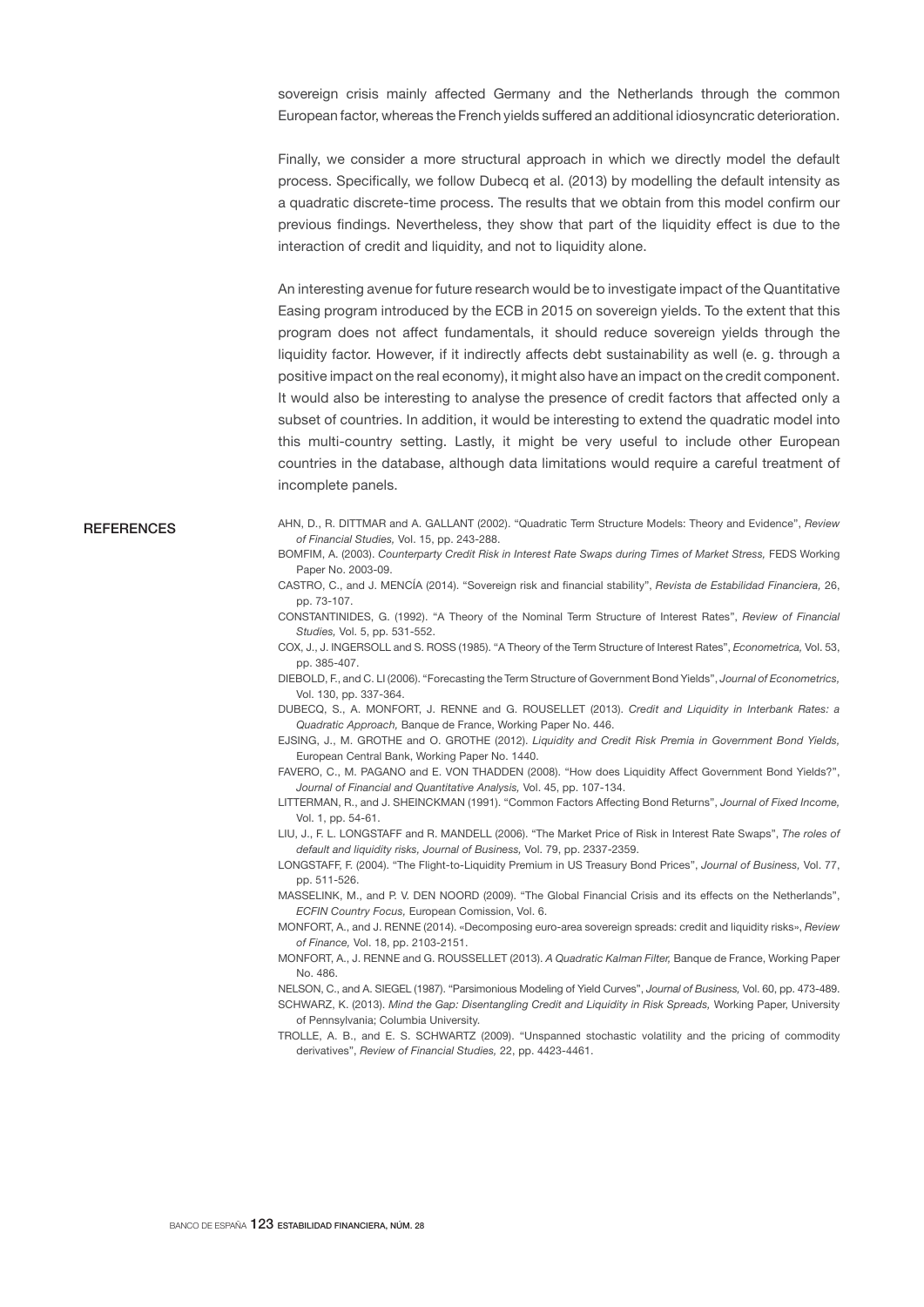sovereign crisis mainly affected Germany and the Netherlands through the common European factor, whereas the French yields suffered an additional idiosyncratic deterioration.

Finally, we consider a more structural approach in which we directly model the default process. Specifically, we follow Dubecq et al. (2013) by modelling the default intensity as a quadratic discrete-time process. The results that we obtain from this model confirm our previous findings. Nevertheless, they show that part of the liquidity effect is due to the interaction of credit and liquidity, and not to liquidity alone.

An interesting avenue for future research would be to investigate impact of the Quantitative Easing program introduced by the ECB in 2015 on sovereign yields. To the extent that this program does not affect fundamentals, it should reduce sovereign yields through the liquidity factor. However, if it indirectly affects debt sustainability as well (e. g. through a positive impact on the real economy), it might also have an impact on the credit component. It would also be interesting to analyse the presence of credit factors that affected only a subset of countries. In addition, it would be interesting to extend the quadratic model into this multi-country setting. Lastly, it might be very useful to include other European countries in the database, although data limitations would require a careful treatment of incomplete panels.

## REFERENCES

AHN, D., R. DITTMAR and A. GALLANT (2002). "Quadratic Term Structure Models: Theory and Evidence", *Review of Financial Studies,* Vol. 15, pp. 243-288.

BOMFIM, A. (2003). *Counterparty Credit Risk in Interest Rate Swaps during Times of Market Stress,* FEDS Working Paper No. 2003-09.

CASTRO, C., and J. MENCÍA (2014). "Sovereign risk and financial stability", *Revista de Estabilidad Financiera,* 26, pp. 73-107.

CONSTANTINIDES, G. (1992). "A Theory of the Nominal Term Structure of Interest Rates", *Review of Financial Studies,* Vol. 5, pp. 531-552.

COX, J., J. INGERSOLL and S. ROSS (1985). "A Theory of the Term Structure of Interest Rates", *Econometrica,* Vol. 53, pp. 385-407.

DIEBOLD, F., and C. LI (2006). "Forecasting the Term Structure of Government Bond Yields", *Journal of Econometrics,* Vol. 130, pp. 337-364.

DUBECQ, S., A. MONFORT, J. RENNE and G. ROUSELLET (2013). *Credit and Liquidity in Interbank Rates: a Quadratic Approach,* Banque de France, Working Paper No. 446.

EJSING, J., M. GROTHE and O. GROTHE (2012). *Liquidity and Credit Risk Premia in Government Bond Yields,* European Central Bank, Working Paper No. 1440.

FAVERO, C., M. PAGANO and E. VON THADDEN (2008). "How does Liquidity Affect Government Bond Yields?", *Journal of Financial and Quantitative Analysis,* Vol. 45, pp. 107-134.

LITTERMAN, R., and J. SHEINCKMAN (1991). "Common Factors Affecting Bond Returns", *Journal of Fixed Income,* Vol. 1, pp. 54-61.

LIU, J., F. L. LONGSTAFF and R. MANDELL (2006). "The Market Price of Risk in Interest Rate Swaps", *The roles of default and liquidity risks, Journal of Business,* Vol. 79, pp. 2337-2359.

LONGSTAFF, F. (2004). "The Flight-to-Liquidity Premium in US Treasury Bond Prices", *Journal of Business,* Vol. 77, pp. 511-526.

MASSELINK, M., and P. V. DEN NOORD (2009). "The Global Financial Crisis and its effects on the Netherlands", *ECFIN Country Focus,* European Comission, Vol. 6.

MONFORT, A., and J. RENNE (2014). «Decomposing euro-area sovereign spreads: credit and liquidity risks», *Review of Finance,* Vol. 18, pp. 2103-2151.

MONFORT, A., J. RENNE and G. ROUSSELLET (2013). *A Quadratic Kalman Filter,* Banque de France, Working Paper No. 486.

NELSON, C., and A. SIEGEL (1987). "Parsimonious Modeling of Yield Curves", *Journal of Business,* Vol. 60, pp. 473-489.

SCHWARZ, K. (2013). *Mind the Gap: Disentangling Credit and Liquidity in Risk Spreads,* Working Paper, University of Pennsylvania; Columbia University.

TROLLE, A. B., and E. S. SCHWARTZ (2009). "Unspanned stochastic volatility and the pricing of commodity derivatives", *Review of Financial Studies,* 22, pp. 4423-4461.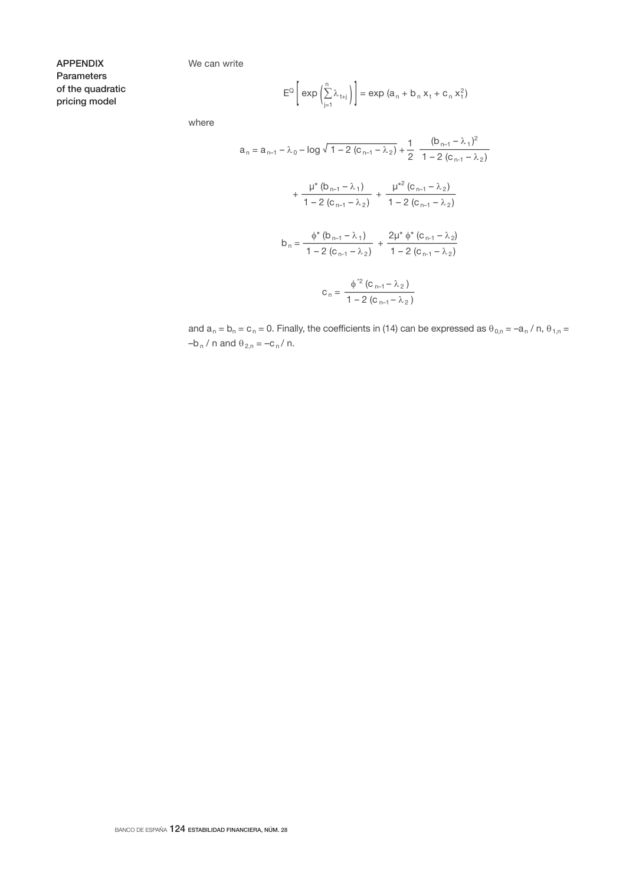## APPENDIX Parameters of the quadratic pricing model

We can write

$$E^Q\left[\exp\left(\sum_{j=1}^{n}\lambda_{t+j}\right)\right] = \exp\left(a_n + b_n x_t + c_n x_t^2\right)$$

where

$$a_n = a_{n-1} - \lambda_0 - \log\sqrt{1 - 2\left(c_{n-1} - \lambda_2\right)} + \frac{1}{2}\,\frac{\left(b_{n-1} - \lambda_1\right)^2}{1 - 2\left(c_{n-1} - \lambda_2\right)}$$

$$+ \frac{\mu^*\left(b_{n-1} - \lambda_1\right)}{1 - 2\left(c_{n-1} - \lambda_2\right)} + \frac{\mu^{*2}\left(c_{n-1} - \lambda_2\right)}{1 - 2\left(c_{n-1} - \lambda_2\right)}$$

$$b_n = \frac{\phi^*\left(b_{n-1} - \lambda_1\right)}{1 - 2\left(c_{n-1} - \lambda_2\right)} + \frac{2\mu^*\phi^*\left(c_{n-1} - \lambda_2\right)}{1 - 2\left(c_{n-1} - \lambda_2\right)}$$

$$c_n = \frac{\phi^{*2}\left(c_{n-1} - \lambda_2\right)}{1 - 2\left(c_{n-1} - \lambda_2\right)}$$

and $a_n = b_n = c_n = 0$. Finally, the coefficients in (14) can be expressed as $\theta_{0,n} = -a_n / n$, $\theta_{1,n} = -b_n / n$ and $\theta_{2,n} = -c_n / n$.